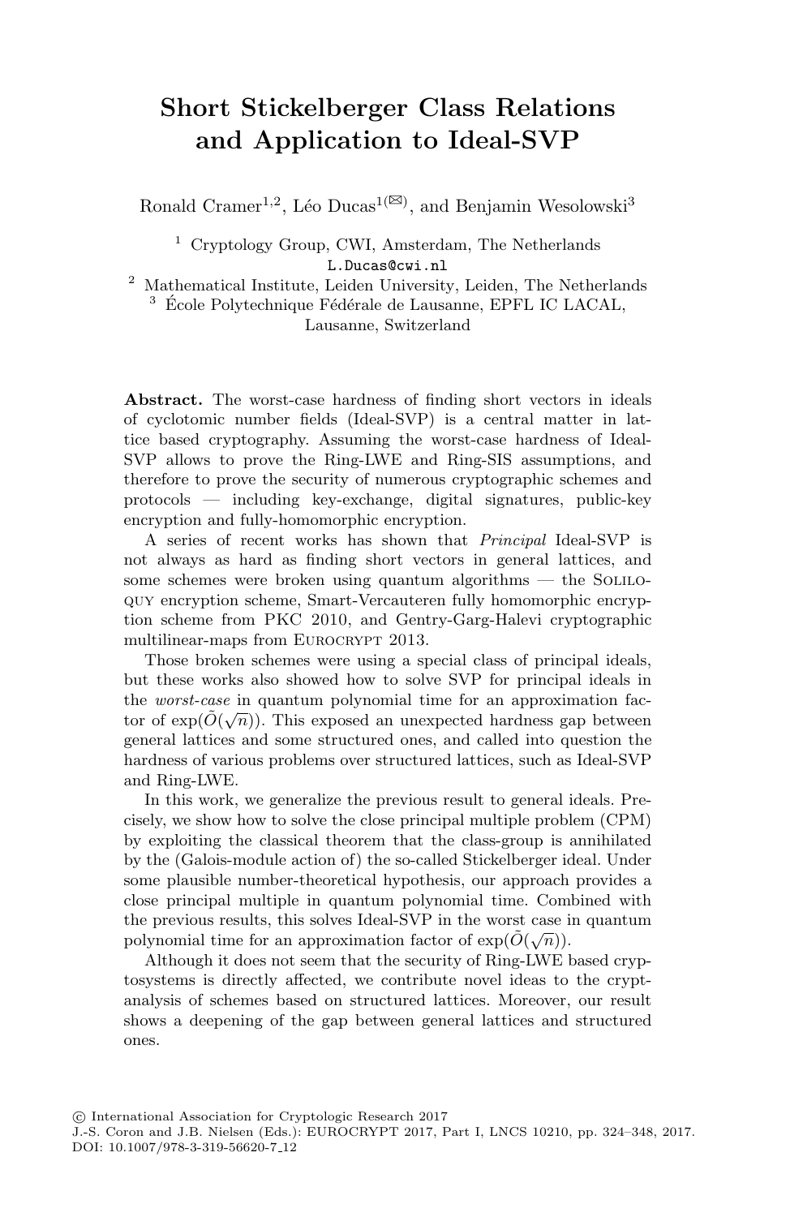# Short Stickelberger Class Relations and Application to Ideal-SVP

Ronald Cramer[1,2], Léo Ducas[1(✉)], and Benjamin Wesolowski[3]

[1] Cryptology Group, CWI, Amsterdam, The Netherlands
L.Ducas@cwi.nl

[2] Mathematical Institute, Leiden University, Leiden, The Netherlands

[3] École Polytechnique Fédérale de Lausanne, EPFL IC LACAL, Lausanne, Switzerland

**Abstract.** The worst-case hardness of finding short vectors in ideals of cyclotomic number fields (Ideal-SVP) is a central matter in lattice based cryptography. Assuming the worst-case hardness of Ideal-SVP allows to prove the Ring-LWE and Ring-SIS assumptions, and therefore to prove the security of numerous cryptographic schemes and protocols — including key-exchange, digital signatures, public-key encryption and fully-homomorphic encryption.

A series of recent works has shown that *Principal* Ideal-SVP is not always as hard as finding short vectors in general lattices, and some schemes were broken using quantum algorithms — the Soliloquy encryption scheme, Smart-Vercauteren fully homomorphic encryption scheme from PKC 2010, and Gentry-Garg-Halevi cryptographic multilinear-maps from Eurocrypt 2013.

Those broken schemes were using a special class of principal ideals, but these works also showed how to solve SVP for principal ideals in the *worst-case* in quantum polynomial time for an approximation factor of $\exp(\tilde{O}(\sqrt{n}))$. This exposed an unexpected hardness gap between general lattices and some structured ones, and called into question the hardness of various problems over structured lattices, such as Ideal-SVP and Ring-LWE.

In this work, we generalize the previous result to general ideals. Precisely, we show how to solve the close principal multiple problem (CPM) by exploiting the classical theorem that the class-group is annihilated by the (Galois-module action of) the so-called Stickelberger ideal. Under some plausible number-theoretical hypothesis, our approach provides a close principal multiple in quantum polynomial time. Combined with the previous results, this solves Ideal-SVP in the worst case in quantum polynomial time for an approximation factor of $\exp(\tilde{O}(\sqrt{n}))$.

Although it does not seem that the security of Ring-LWE based cryptosystems is directly affected, we contribute novel ideas to the cryptanalysis of schemes based on structured lattices. Moreover, our result shows a deepening of the gap between general lattices and structured ones.

© International Association for Cryptologic Research 2017
J.-S. Coron and J.B. Nielsen (Eds.): EUROCRYPT 2017, Part I, LNCS 10210, pp. 324–348, 2017.
DOI: 10.1007/978-3-319-56620-7_12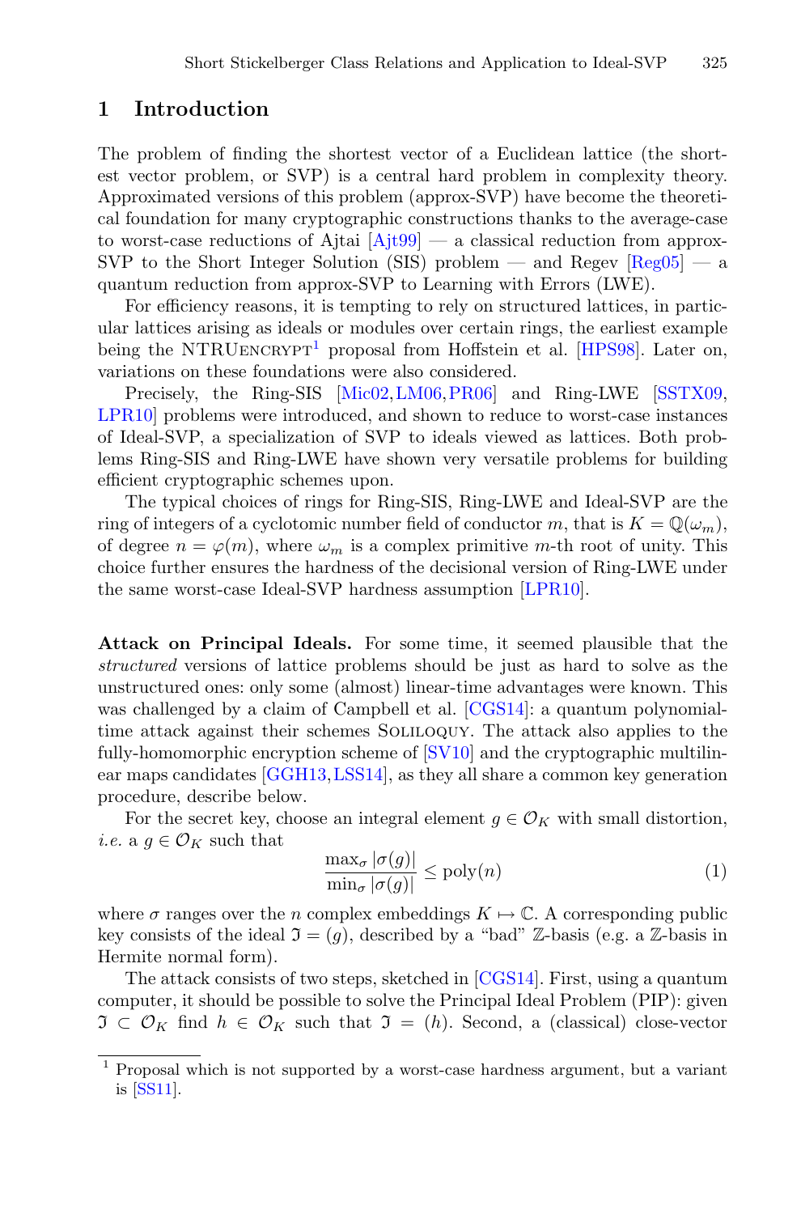## 1 Introduction

The problem of finding the shortest vector of a Euclidean lattice (the shortest vector problem, or SVP) is a central hard problem in complexity theory. Approximated versions of this problem (approx-SVP) have become the theoretical foundation for many cryptographic constructions thanks to the average-case to worst-case reductions of Ajtai [Ajt99] — a classical reduction from approx-SVP to the Short Integer Solution (SIS) problem — and Regev [Reg05] — a quantum reduction from approx-SVP to Learning with Errors (LWE).

For efficiency reasons, it is tempting to rely on structured lattices, in particular lattices arising as ideals or modules over certain rings, the earliest example being the NTRUEncrypt[1] proposal from Hoffstein et al. [HPS98]. Later on, variations on these foundations were also considered.

Precisely, the Ring-SIS [Mic02,LM06,PR06] and Ring-LWE [SSTX09, LPR10] problems were introduced, and shown to reduce to worst-case instances of Ideal-SVP, a specialization of SVP to ideals viewed as lattices. Both problems Ring-SIS and Ring-LWE have shown very versatile problems for building efficient cryptographic schemes upon.

The typical choices of rings for Ring-SIS, Ring-LWE and Ideal-SVP are the ring of integers of a cyclotomic number field of conductor $m$, that is $K = \mathbb{Q}(\omega_m)$, of degree $n = \varphi(m)$, where $\omega_m$ is a complex primitive $m$-th root of unity. This choice further ensures the hardness of the decisional version of Ring-LWE under the same worst-case Ideal-SVP hardness assumption [LPR10].

**Attack on Principal Ideals.** For some time, it seemed plausible that the *structured* versions of lattice problems should be just as hard to solve as the unstructured ones: only some (almost) linear-time advantages were known. This was challenged by a claim of Campbell et al. [CGS14]: a quantum polynomial-time attack against their schemes Soliloquy. The attack also applies to the fully-homomorphic encryption scheme of [SV10] and the cryptographic multilinear maps candidates [GGH13,LSS14], as they all share a common key generation procedure, describe below.

For the secret key, choose an integral element $g \in \mathcal{O}_K$ with small distortion, *i.e.* a $g \in \mathcal{O}_K$ such that

$$\frac{\max_\sigma |\sigma(g)|}{\min_\sigma |\sigma(g)|} \leq \text{poly}(n) \tag{1}$$

where $\sigma$ ranges over the $n$ complex embeddings $K \mapsto \mathbb{C}$. A corresponding public key consists of the ideal $\mathfrak{I} = (g)$, described by a "bad" $\mathbb{Z}$-basis (e.g. a $\mathbb{Z}$-basis in Hermite normal form).

The attack consists of two steps, sketched in [CGS14]. First, using a quantum computer, it should be possible to solve the Principal Ideal Problem (PIP): given $\mathfrak{I} \subset \mathcal{O}_K$ find $h \in \mathcal{O}_K$ such that $\mathfrak{I} = (h)$. Second, a (classical) close-vector

[1] Proposal which is not supported by a worst-case hardness argument, but a variant is [SS11].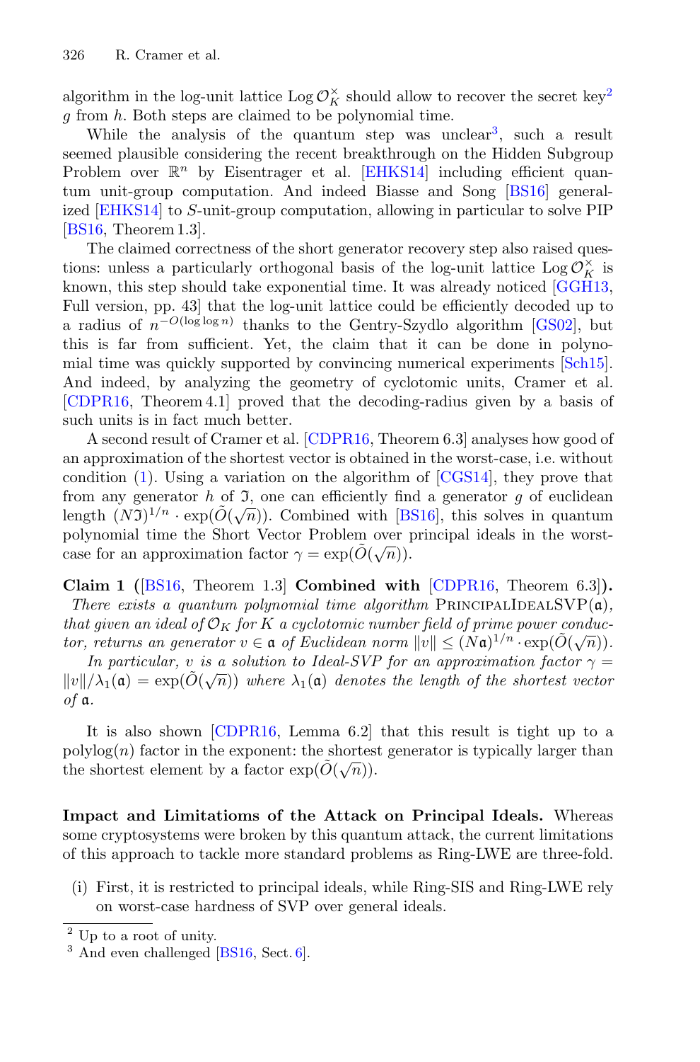algorithm in the log-unit lattice $\operatorname{Log} \mathcal{O}_K^\times$ should allow to recover the secret key[2] $g$ from $h$. Both steps are claimed to be polynomial time.

While the analysis of the quantum step was unclear[3], such a result seemed plausible considering the recent breakthrough on the Hidden Subgroup Problem over $\mathbb{R}^n$ by Eisentrager et al. [EHKS14] including efficient quantum unit-group computation. And indeed Biasse and Song [BS16] generalized [EHKS14] to $S$-unit-group computation, allowing in particular to solve PIP [BS16, Theorem 1.3].

The claimed correctness of the short generator recovery step also raised questions: unless a particularly orthogonal basis of the log-unit lattice $\operatorname{Log} \mathcal{O}_K^\times$ is known, this step should take exponential time. It was already noticed [GGH13, Full version, pp. 43] that the log-unit lattice could be efficiently decoded up to a radius of $n^{-O(\log \log n)}$ thanks to the Gentry-Szydlo algorithm [GS02], but this is far from sufficient. Yet, the claim that it can be done in polynomial time was quickly supported by convincing numerical experiments [Sch15]. And indeed, by analyzing the geometry of cyclotomic units, Cramer et al. [CDPR16, Theorem 4.1] proved that the decoding-radius given by a basis of such units is in fact much better.

A second result of Cramer et al. [CDPR16, Theorem 6.3] analyses how good of an approximation of the shortest vector is obtained in the worst-case, i.e. without condition (1). Using a variation on the algorithm of [CGS14], they prove that from any generator $h$ of $\mathfrak{I}$, one can efficiently find a generator $g$ of euclidean length $(N\mathfrak{I})^{1/n} \cdot \exp(\tilde{O}(\sqrt{n}))$. Combined with [BS16], this solves in quantum polynomial time the Short Vector Problem over principal ideals in the worst-case for an approximation factor $\gamma = \exp(\tilde{O}(\sqrt{n}))$.

**Claim 1 ([BS16, Theorem 1.3] Combined with [CDPR16, Theorem 6.3]).** *There exists a quantum polynomial time algorithm* PrincipalIdealSVP($\mathfrak{a}$), *that given an ideal of* $\mathcal{O}_K$ *for* $K$ *a cyclotomic number field of prime power conductor, returns an generator* $v \in \mathfrak{a}$ *of Euclidean norm* $\|v\| \leq (N\mathfrak{a})^{1/n} \cdot \exp(\tilde{O}(\sqrt{n}))$.

*In particular,* $v$ *is a solution to Ideal-SVP for an approximation factor* $\gamma = \|v\|/\lambda_1(\mathfrak{a}) = \exp(\tilde{O}(\sqrt{n}))$ *where* $\lambda_1(\mathfrak{a})$ *denotes the length of the shortest vector of* $\mathfrak{a}$.

It is also shown [CDPR16, Lemma 6.2] that this result is tight up to a polylog($n$) factor in the exponent: the shortest generator is typically larger than the shortest element by a factor $\exp(\tilde{O}(\sqrt{n}))$.

**Impact and Limitatioms of the Attack on Principal Ideals.** Whereas some cryptosystems were broken by this quantum attack, the current limitations of this approach to tackle more standard problems as Ring-LWE are three-fold.

(i) First, it is restricted to principal ideals, while Ring-SIS and Ring-LWE rely on worst-case hardness of SVP over general ideals.

[2] Up to a root of unity.

[3] And even challenged [BS16, Sect. 6].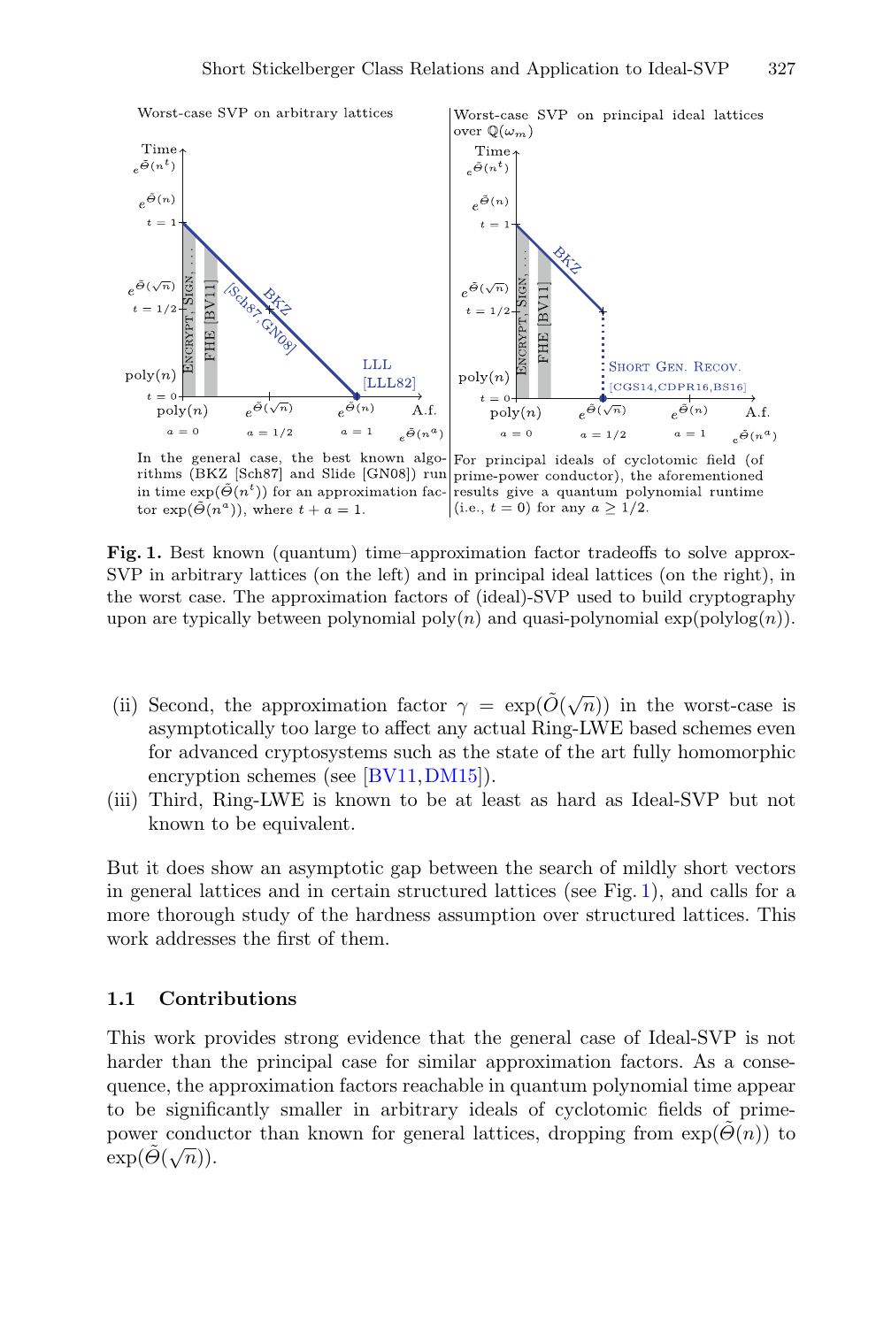Worst-case SVP on arbitrary lattices

In the general case, the best known algorithms (BKZ [Sch87] and Slide [GN08]) run in time $\exp(\tilde{\Theta}(n^t))$ for an approximation factor $\exp(\tilde{\Theta}(n^a))$, where $t + a = 1$.

Worst-case SVP on principal ideal lattices over $\mathbb{Q}(\omega_m)$

For principal ideals of cyclotomic field (of prime-power conductor), the aforementioned results give a quantum polynomial runtime (i.e., $t = 0$) for any $a \geq 1/2$.

**Fig. 1.** Best known (quantum) time–approximation factor tradeoffs to solve approx-SVP in arbitrary lattices (on the left) and in principal ideal lattices (on the right), in the worst case. The approximation factors of (ideal)-SVP used to build cryptography upon are typically between polynomial poly$(n)$ and quasi-polynomial $\exp(\text{polylog}(n))$.

(ii) Second, the approximation factor $\gamma = \exp(\tilde{O}(\sqrt{n}))$ in the worst-case is asymptotically too large to affect any actual Ring-LWE based schemes even for advanced cryptosystems such as the state of the art fully homomorphic encryption schemes (see [BV11,DM15]).

(iii) Third, Ring-LWE is known to be at least as hard as Ideal-SVP but not known to be equivalent.

But it does show an asymptotic gap between the search of mildly short vectors in general lattices and in certain structured lattices (see Fig. 1), and calls for a more thorough study of the hardness assumption over structured lattices. This work addresses the first of them.

### 1.1 Contributions

This work provides strong evidence that the general case of Ideal-SVP is not harder than the principal case for similar approximation factors. As a consequence, the approximation factors reachable in quantum polynomial time appear to be significantly smaller in arbitrary ideals of cyclotomic fields of prime-power conductor than known for general lattices, dropping from $\exp(\tilde{\Theta}(n))$ to $\exp(\tilde{\Theta}(\sqrt{n}))$.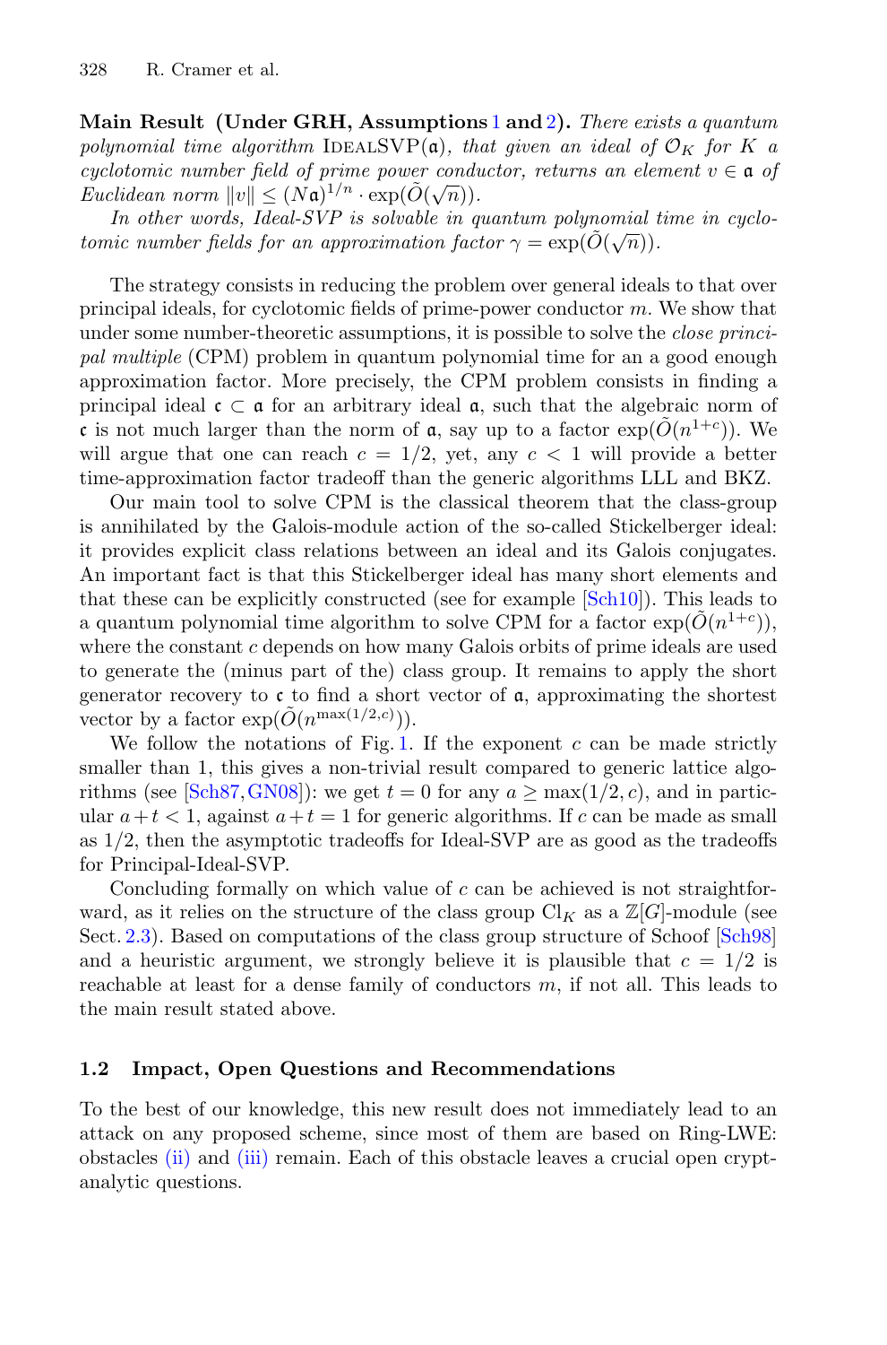**Main Result (Under GRH, Assumptions 1 and 2).** *There exists a quantum polynomial time algorithm* IDEALSVP($\mathfrak{a}$), *that given an ideal of* $\mathcal{O}_K$ *for* $K$ *a cyclotomic number field of prime power conductor, returns an element* $v \in \mathfrak{a}$ *of Euclidean norm* $\|v\| \leq (N\mathfrak{a})^{1/n} \cdot \exp(\tilde{O}(\sqrt{n}))$.

*In other words, Ideal-SVP is solvable in quantum polynomial time in cyclotomic number fields for an approximation factor* $\gamma = \exp(\tilde{O}(\sqrt{n}))$.

The strategy consists in reducing the problem over general ideals to that over principal ideals, for cyclotomic fields of prime-power conductor $m$. We show that under some number-theoretic assumptions, it is possible to solve the *close principal multiple* (CPM) problem in quantum polynomial time for an a good enough approximation factor. More precisely, the CPM problem consists in finding a principal ideal $\mathfrak{c} \subset \mathfrak{a}$ for an arbitrary ideal $\mathfrak{a}$, such that the algebraic norm of $\mathfrak{c}$ is not much larger than the norm of $\mathfrak{a}$, say up to a factor $\exp(\tilde{O}(n^{1+c}))$. We will argue that one can reach $c = 1/2$, yet, any $c < 1$ will provide a better time-approximation factor tradeoff than the generic algorithms LLL and BKZ.

Our main tool to solve CPM is the classical theorem that the class-group is annihilated by the Galois-module action of the so-called Stickelberger ideal: it provides explicit class relations between an ideal and its Galois conjugates. An important fact is that this Stickelberger ideal has many short elements and that these can be explicitly constructed (see for example [Sch10]). This leads to a quantum polynomial time algorithm to solve CPM for a factor $\exp(\tilde{O}(n^{1+c}))$, where the constant $c$ depends on how many Galois orbits of prime ideals are used to generate the (minus part of the) class group. It remains to apply the short generator recovery to $\mathfrak{c}$ to find a short vector of $\mathfrak{a}$, approximating the shortest vector by a factor $\exp(\tilde{O}(n^{\max(1/2,c)}))$.

We follow the notations of Fig. 1. If the exponent $c$ can be made strictly smaller than 1, this gives a non-trivial result compared to generic lattice algorithms (see [Sch87, GN08]): we get $t = 0$ for any $a \geq \max(1/2, c)$, and in particular $a + t < 1$, against $a + t = 1$ for generic algorithms. If $c$ can be made as small as $1/2$, then the asymptotic tradeoffs for Ideal-SVP are as good as the tradeoffs for Principal-Ideal-SVP.

Concluding formally on which value of $c$ can be achieved is not straightforward, as it relies on the structure of the class group $\mathrm{Cl}_K$ as a $\mathbb{Z}[G]$-module (see Sect. 2.3). Based on computations of the class group structure of Schoof [Sch98] and a heuristic argument, we strongly believe it is plausible that $c = 1/2$ is reachable at least for a dense family of conductors $m$, if not all. This leads to the main result stated above.

### 1.2 Impact, Open Questions and Recommendations

To the best of our knowledge, this new result does not immediately lead to an attack on any proposed scheme, since most of them are based on Ring-LWE: obstacles (ii) and (iii) remain. Each of this obstacle leaves a crucial open cryptanalytic questions.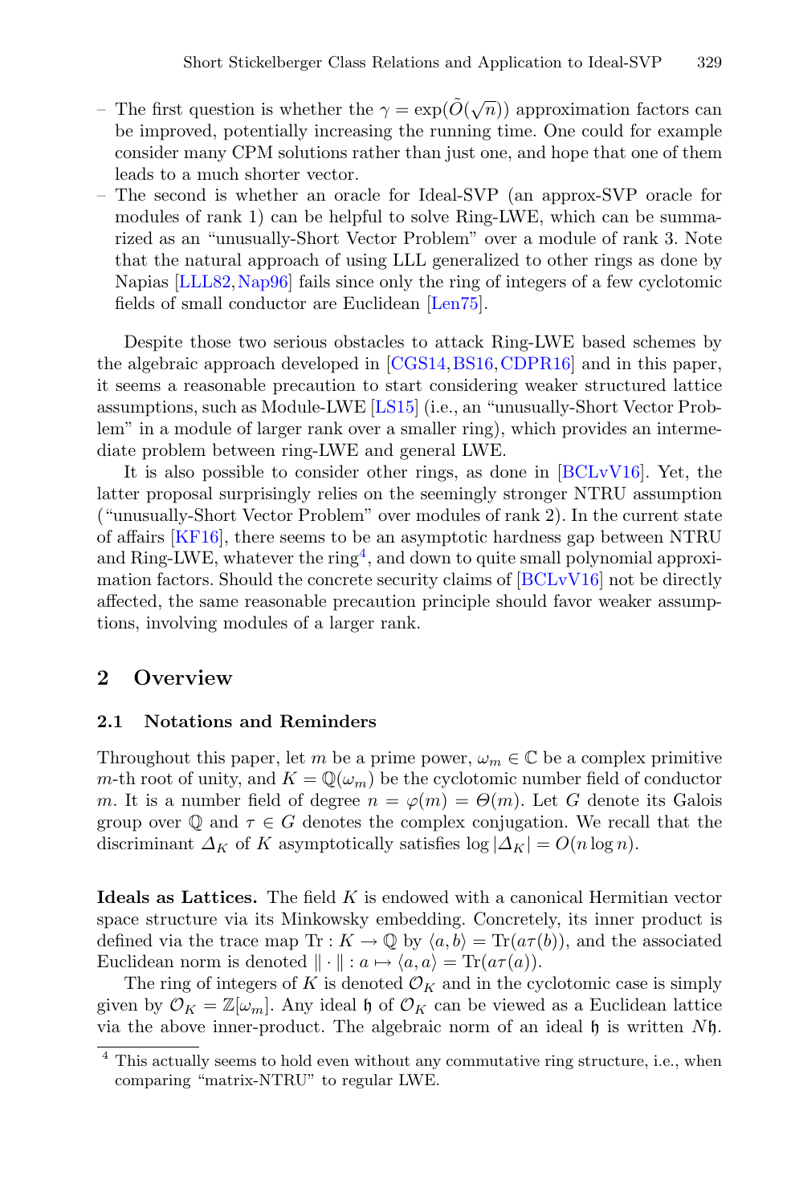- The first question is whether the $\gamma = \exp(\tilde{O}(\sqrt{n}))$ approximation factors can be improved, potentially increasing the running time. One could for example consider many CPM solutions rather than just one, and hope that one of them leads to a much shorter vector.
- The second is whether an oracle for Ideal-SVP (an approx-SVP oracle for modules of rank 1) can be helpful to solve Ring-LWE, which can be summarized as an "unusually-Short Vector Problem" over a module of rank 3. Note that the natural approach of using LLL generalized to other rings as done by Napias [LLL82,Nap96] fails since only the ring of integers of a few cyclotomic fields of small conductor are Euclidean [Len75].

Despite those two serious obstacles to attack Ring-LWE based schemes by the algebraic approach developed in [CGS14,BS16,CDPR16] and in this paper, it seems a reasonable precaution to start considering weaker structured lattice assumptions, such as Module-LWE [LS15] (i.e., an "unusually-Short Vector Problem" in a module of larger rank over a smaller ring), which provides an intermediate problem between ring-LWE and general LWE.

It is also possible to consider other rings, as done in [BCLvV16]. Yet, the latter proposal surprisingly relies on the seemingly stronger NTRU assumption ("unusually-Short Vector Problem" over modules of rank 2). In the current state of affairs [KF16], there seems to be an asymptotic hardness gap between NTRU and Ring-LWE, whatever the ring[4], and down to quite small polynomial approximation factors. Should the concrete security claims of [BCLvV16] not be directly affected, the same reasonable precaution principle should favor weaker assumptions, involving modules of a larger rank.

## 2 Overview

### 2.1 Notations and Reminders

Throughout this paper, let $m$ be a prime power, $\omega_m \in \mathbb{C}$ be a complex primitive $m$-th root of unity, and $K = \mathbb{Q}(\omega_m)$ be the cyclotomic number field of conductor $m$. It is a number field of degree $n = \varphi(m) = \Theta(m)$. Let $G$ denote its Galois group over $\mathbb{Q}$ and $\tau \in G$ denotes the complex conjugation. We recall that the discriminant $\Delta_K$ of $K$ asymptotically satisfies $\log |\Delta_K| = O(n \log n)$.

**Ideals as Lattices.** The field $K$ is endowed with a canonical Hermitian vector space structure via its Minkowsky embedding. Concretely, its inner product is defined via the trace map $\mathrm{Tr} : K \to \mathbb{Q}$ by $\langle a, b\rangle = \mathrm{Tr}(a\tau(b))$, and the associated Euclidean norm is denoted $\|\cdot\| : a \mapsto \langle a, a\rangle = \mathrm{Tr}(a\tau(a))$.

The ring of integers of $K$ is denoted $\mathcal{O}_K$ and in the cyclotomic case is simply given by $\mathcal{O}_K = \mathbb{Z}[\omega_m]$. Any ideal $\mathfrak{h}$ of $\mathcal{O}_K$ can be viewed as a Euclidean lattice via the above inner-product. The algebraic norm of an ideal $\mathfrak{h}$ is written $N\mathfrak{h}$.

[4] This actually seems to hold even without any commutative ring structure, i.e., when comparing "matrix-NTRU" to regular LWE.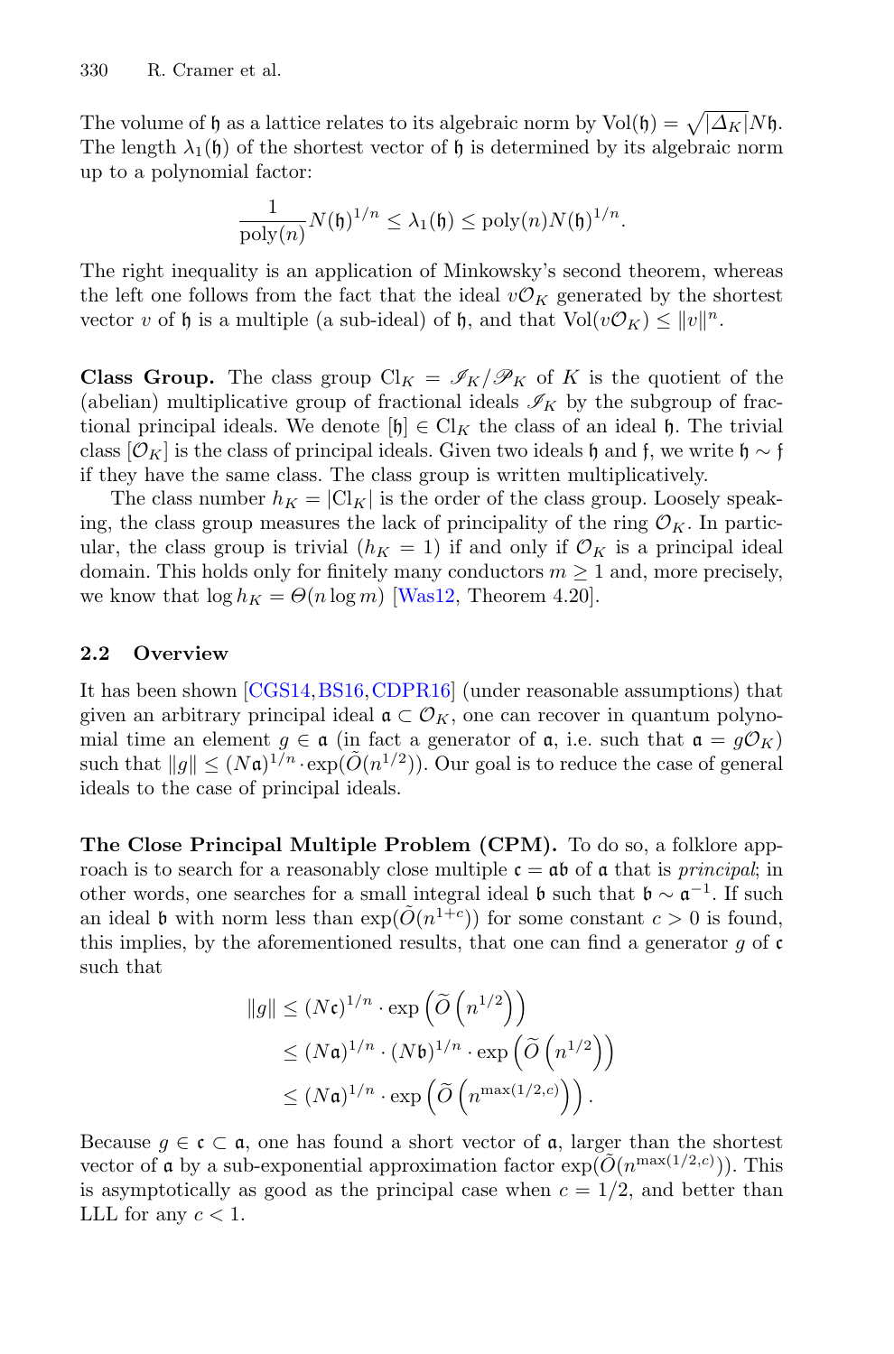The volume of $\mathfrak{h}$ as a lattice relates to its algebraic norm by $\mathrm{Vol}(\mathfrak{h}) = \sqrt{|\Delta_K|} N\mathfrak{h}$. The length $\lambda_1(\mathfrak{h})$ of the shortest vector of $\mathfrak{h}$ is determined by its algebraic norm up to a polynomial factor:

$$\frac{1}{\mathrm{poly}(n)} N(\mathfrak{h})^{1/n} \leq \lambda_1(\mathfrak{h}) \leq \mathrm{poly}(n) N(\mathfrak{h})^{1/n}.$$

The right inequality is an application of Minkowsky's second theorem, whereas the left one follows from the fact that the ideal $v\mathcal{O}_K$ generated by the shortest vector $v$ of $\mathfrak{h}$ is a multiple (a sub-ideal) of $\mathfrak{h}$, and that $\mathrm{Vol}(v\mathcal{O}_K) \leq \|v\|^n$.

**Class Group.** The class group $\mathrm{Cl}_K = \mathscr{I}_K / \mathscr{P}_K$ of $K$ is the quotient of the (abelian) multiplicative group of fractional ideals $\mathscr{I}_K$ by the subgroup of fractional principal ideals. We denote $[\mathfrak{h}] \in \mathrm{Cl}_K$ the class of an ideal $\mathfrak{h}$. The trivial class $[\mathcal{O}_K]$ is the class of principal ideals. Given two ideals $\mathfrak{h}$ and $\mathfrak{f}$, we write $\mathfrak{h} \sim \mathfrak{f}$ if they have the same class. The class group is written multiplicatively.

The class number $h_K = |\mathrm{Cl}_K|$ is the order of the class group. Loosely speaking, the class group measures the lack of principality of the ring $\mathcal{O}_K$. In particular, the class group is trivial ($h_K = 1$) if and only if $\mathcal{O}_K$ is a principal ideal domain. This holds only for finitely many conductors $m \geq 1$ and, more precisely, we know that $\log h_K = \Theta(n \log m)$ [Was12, Theorem 4.20].

### 2.2 Overview

It has been shown [CGS14, BS16, CDPR16] (under reasonable assumptions) that given an arbitrary principal ideal $\mathfrak{a} \subset \mathcal{O}_K$, one can recover in quantum polynomial time an element $g \in \mathfrak{a}$ (in fact a generator of $\mathfrak{a}$, i.e. such that $\mathfrak{a} = g\mathcal{O}_K$) such that $\|g\| \leq (N\mathfrak{a})^{1/n} \cdot \exp(\widetilde{O}(n^{1/2}))$. Our goal is to reduce the case of general ideals to the case of principal ideals.

**The Close Principal Multiple Problem (CPM).** To do so, a folklore approach is to search for a reasonably close multiple $\mathfrak{c} = \mathfrak{a}\mathfrak{b}$ of $\mathfrak{a}$ that is *principal*; in other words, one searches for a small integral ideal $\mathfrak{b}$ such that $\mathfrak{b} \sim \mathfrak{a}^{-1}$. If such an ideal $\mathfrak{b}$ with norm less than $\exp(\widetilde{O}(n^{1+c}))$ for some constant $c > 0$ is found, this implies, by the aforementioned results, that one can find a generator $g$ of $\mathfrak{c}$ such that

$$\begin{aligned}
\|g\| &\leq (N\mathfrak{c})^{1/n} \cdot \exp\left(\widetilde{O}\left(n^{1/2}\right)\right) \\
&\leq (N\mathfrak{a})^{1/n} \cdot (N\mathfrak{b})^{1/n} \cdot \exp\left(\widetilde{O}\left(n^{1/2}\right)\right) \\
&\leq (N\mathfrak{a})^{1/n} \cdot \exp\left(\widetilde{O}\left(n^{\max(1/2, c)}\right)\right).
\end{aligned}$$

Because $g \in \mathfrak{c} \subset \mathfrak{a}$, one has found a short vector of $\mathfrak{a}$, larger than the shortest vector of $\mathfrak{a}$ by a sub-exponential approximation factor $\exp(\widetilde{O}(n^{\max(1/2,c)}))$. This is asymptotically as good as the principal case when $c = 1/2$, and better than LLL for any $c < 1$.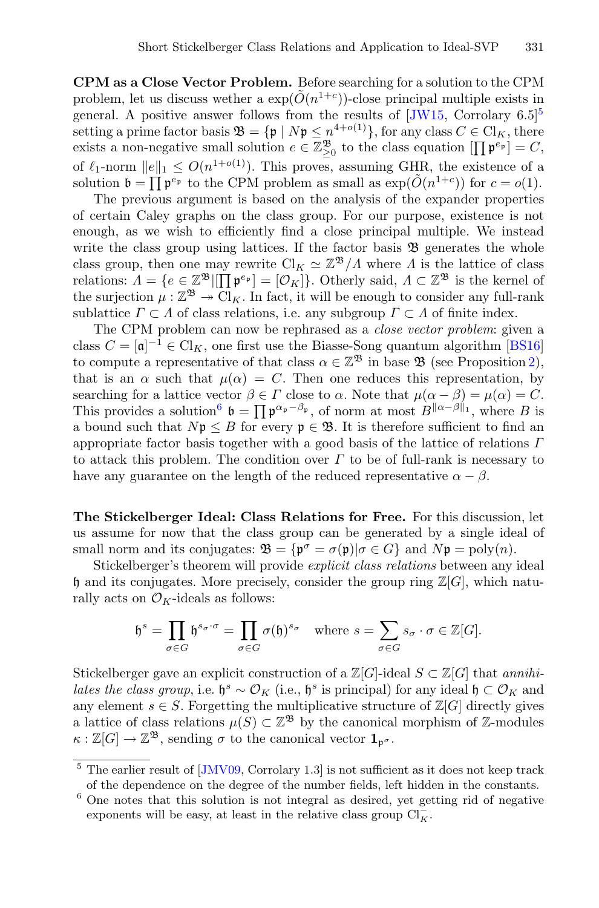**CPM as a Close Vector Problem.** Before searching for a solution to the CPM problem, let us discuss wether a $\exp(\tilde{O}(n^{1+c}))$-close principal multiple exists in general. A positive answer follows from the results of [JW15, Corrolary 6.5][5] setting a prime factor basis $\mathfrak{B} = \{\mathfrak{p} \mid N\mathfrak{p} \leq n^{4+o(1)}\}$, for any class $C \in \mathrm{Cl}_K$, there exists a non-negative small solution $e \in \mathbb{Z}_{\geq 0}^{\mathfrak{B}}$ to the class equation $[\prod \mathfrak{p}^{e_\mathfrak{p}}] = C$, of $\ell_1$-norm $\|e\|_1 \leq O(n^{1+o(1)})$. This proves, assuming GHR, the existence of a solution $\mathfrak{b} = \prod \mathfrak{p}^{e_\mathfrak{p}}$ to the CPM problem as small as $\exp(\tilde{O}(n^{1+c}))$ for $c = o(1)$.

The previous argument is based on the analysis of the expander properties of certain Caley graphs on the class group. For our purpose, existence is not enough, as we wish to efficiently find a close principal multiple. We instead write the class group using lattices. If the factor basis $\mathfrak{B}$ generates the whole class group, then one may rewrite $\mathrm{Cl}_K \simeq \mathbb{Z}^{\mathfrak{B}}/\Lambda$ where $\Lambda$ is the lattice of class relations: $\Lambda = \{e \in \mathbb{Z}^{\mathfrak{B}} | [\prod \mathfrak{p}^{e_\mathfrak{p}}] = [\mathcal{O}_K]\}$. Otherly said, $\Lambda \subset \mathbb{Z}^{\mathfrak{B}}$ is the kernel of the surjection $\mu : \mathbb{Z}^{\mathfrak{B}} \twoheadrightarrow \mathrm{Cl}_K$. In fact, it will be enough to consider any full-rank sublattice $\Gamma \subset \Lambda$ of class relations, i.e. any subgroup $\Gamma \subset \Lambda$ of finite index.

The CPM problem can now be rephrased as a *close vector problem*: given a class $C = [\mathfrak{a}]^{-1} \in \mathrm{Cl}_K$, one first use the Biasse-Song quantum algorithm [BS16] to compute a representative of that class $\alpha \in \mathbb{Z}^{\mathfrak{B}}$ in base $\mathfrak{B}$ (see Proposition 2), that is an $\alpha$ such that $\mu(\alpha) = C$. Then one reduces this representation, by searching for a lattice vector $\beta \in \Gamma$ close to $\alpha$. Note that $\mu(\alpha - \beta) = \mu(\alpha) = C$. This provides a solution[6] $\mathfrak{b} = \prod \mathfrak{p}^{\alpha_\mathfrak{p} - \beta_\mathfrak{p}}$, of norm at most $B^{\|\alpha-\beta\|_1}$, where $B$ is a bound such that $N\mathfrak{p} \leq B$ for every $\mathfrak{p} \in \mathfrak{B}$. It is therefore sufficient to find an appropriate factor basis together with a good basis of the lattice of relations $\Gamma$ to attack this problem. The condition over $\Gamma$ to be of full-rank is necessary to have any guarantee on the length of the reduced representative $\alpha - \beta$.

**The Stickelberger Ideal: Class Relations for Free.** For this discussion, let us assume for now that the class group can be generated by a single ideal of small norm and its conjugates: $\mathfrak{B} = \{\mathfrak{p}^\sigma = \sigma(\mathfrak{p}) | \sigma \in G\}$ and $N\mathfrak{p} = \mathrm{poly}(n)$.

Stickelberger's theorem will provide *explicit class relations* between any ideal $\mathfrak{h}$ and its conjugates. More precisely, consider the group ring $\mathbb{Z}[G]$, which naturally acts on $\mathcal{O}_K$-ideals as follows:

$$\mathfrak{h}^s = \prod_{\sigma \in G} \mathfrak{h}^{s_\sigma \cdot \sigma} = \prod_{\sigma \in G} \sigma(\mathfrak{h})^{s_\sigma} \quad \text{where } s = \sum_{\sigma \in G} s_\sigma \cdot \sigma \in \mathbb{Z}[G].$$

Stickelberger gave an explicit construction of a $\mathbb{Z}[G]$-ideal $S \subset \mathbb{Z}[G]$ that *annihilates the class group*, i.e. $\mathfrak{h}^s \sim \mathcal{O}_K$ (i.e., $\mathfrak{h}^s$ is principal) for any ideal $\mathfrak{h} \subset \mathcal{O}_K$ and any element $s \in S$. Forgetting the multiplicative structure of $\mathbb{Z}[G]$ directly gives a lattice of class relations $\mu(S) \subset \mathbb{Z}^{\mathfrak{B}}$ by the canonical morphism of $\mathbb{Z}$-modules $\kappa : \mathbb{Z}[G] \to \mathbb{Z}^{\mathfrak{B}}$, sending $\sigma$ to the canonical vector $\mathbf{1}_{\mathfrak{p}^\sigma}$.

---

[5] The earlier result of [JMV09, Corrolary 1.3] is not sufficient as it does not keep track of the dependence on the degree of the number fields, left hidden in the constants.

[6] One notes that this solution is not integral as desired, yet getting rid of negative exponents will be easy, at least in the relative class group $\mathrm{Cl}_K^-$.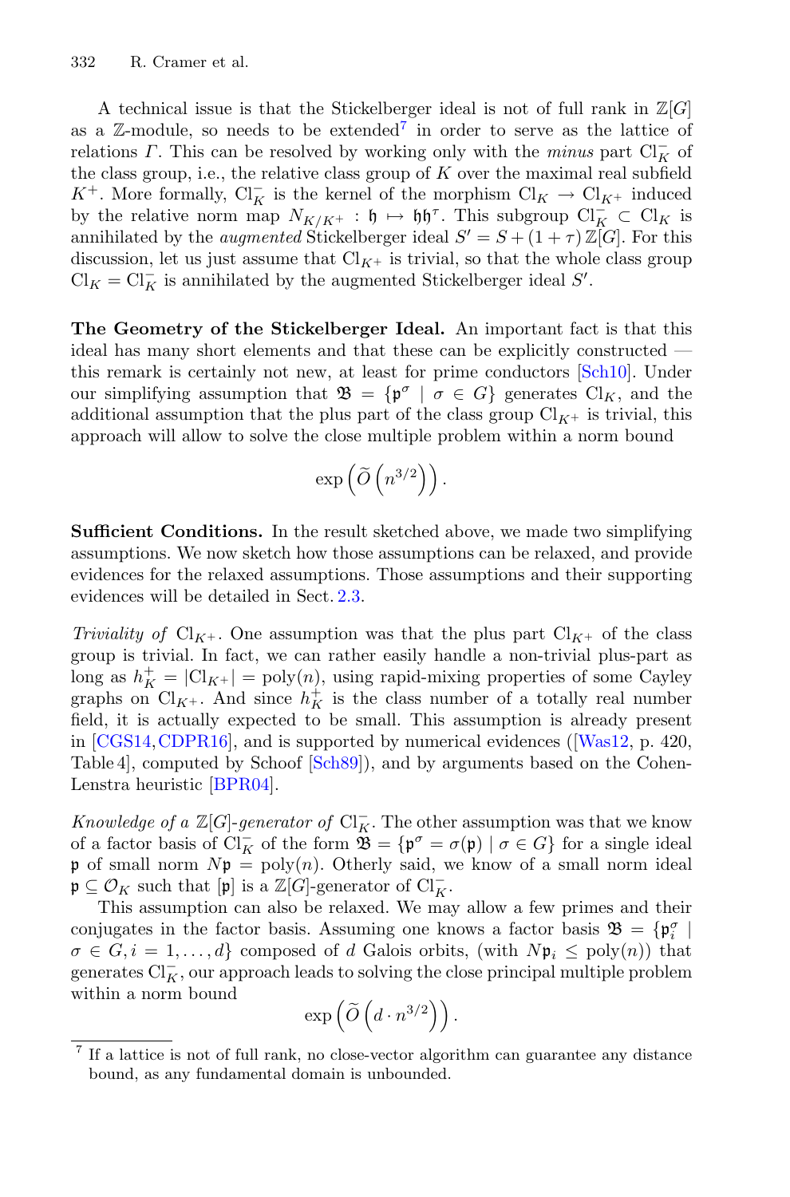A technical issue is that the Stickelberger ideal is not of full rank in $\mathbb{Z}[G]$ as a $\mathbb{Z}$-module, so needs to be extended[7] in order to serve as the lattice of relations $\Gamma$. This can be resolved by working only with the *minus* part $\mathrm{Cl}_K^-$ of the class group, i.e., the relative class group of $K$ over the maximal real subfield $K^+$. More formally, $\mathrm{Cl}_K^-$ is the kernel of the morphism $\mathrm{Cl}_K \to \mathrm{Cl}_{K^+}$ induced by the relative norm map $N_{K/K^+} : \mathfrak{h} \mapsto \mathfrak{h}\mathfrak{h}^\tau$. This subgroup $\mathrm{Cl}_K^- \subset \mathrm{Cl}_K$ is annihilated by the *augmented* Stickelberger ideal $S' = S + (1+\tau)\,\mathbb{Z}[G]$. For this discussion, let us just assume that $\mathrm{Cl}_{K^+}$ is trivial, so that the whole class group $\mathrm{Cl}_K = \mathrm{Cl}_K^-$ is annihilated by the augmented Stickelberger ideal $S'$.

**The Geometry of the Stickelberger Ideal.** An important fact is that this ideal has many short elements and that these can be explicitly constructed — this remark is certainly not new, at least for prime conductors [Sch10]. Under our simplifying assumption that $\mathfrak{B} = \{\mathfrak{p}^\sigma \mid \sigma \in G\}$ generates $\mathrm{Cl}_K$, and the additional assumption that the plus part of the class group $\mathrm{Cl}_{K^+}$ is trivial, this approach will allow to solve the close multiple problem within a norm bound

$$\exp\left(\widetilde{O}\left(n^{3/2}\right)\right).$$

**Sufficient Conditions.** In the result sketched above, we made two simplifying assumptions. We now sketch how those assumptions can be relaxed, and provide evidences for the relaxed assumptions. Those assumptions and their supporting evidences will be detailed in Sect. 2.3.

*Triviality of* $\mathrm{Cl}_{K^+}$. One assumption was that the plus part $\mathrm{Cl}_{K^+}$ of the class group is trivial. In fact, we can rather easily handle a non-trivial plus-part as long as $h_K^+ = |\mathrm{Cl}_{K^+}| = \mathrm{poly}(n)$, using rapid-mixing properties of some Cayley graphs on $\mathrm{Cl}_{K^+}$. And since $h_K^+$ is the class number of a totally real number field, it is actually expected to be small. This assumption is already present in [CGS14,CDPR16], and is supported by numerical evidences ([Was12, p. 420, Table 4], computed by Schoof [Sch89]), and by arguments based on the Cohen-Lenstra heuristic [BPR04].

*Knowledge of a* $\mathbb{Z}[G]$*-generator of* $\mathrm{Cl}_K^-$. The other assumption was that we know of a factor basis of $\mathrm{Cl}_K^-$ of the form $\mathfrak{B} = \{\mathfrak{p}^\sigma = \sigma(\mathfrak{p}) \mid \sigma \in G\}$ for a single ideal $\mathfrak{p}$ of small norm $N\mathfrak{p} = \mathrm{poly}(n)$. Otherly said, we know of a small norm ideal $\mathfrak{p} \subseteq \mathcal{O}_K$ such that $[\mathfrak{p}]$ is a $\mathbb{Z}[G]$-generator of $\mathrm{Cl}_K^-$.

This assumption can also be relaxed. We may allow a few primes and their conjugates in the factor basis. Assuming one knows a factor basis $\mathfrak{B} = \{\mathfrak{p}_i^\sigma \mid \sigma \in G, i = 1, \ldots, d\}$ composed of $d$ Galois orbits, (with $N\mathfrak{p}_i \leq \mathrm{poly}(n)$) that generates $\mathrm{Cl}_K^-$, our approach leads to solving the close principal multiple problem within a norm bound

$$\exp\left(\widetilde{O}\left(d \cdot n^{3/2}\right)\right).$$

[7] If a lattice is not of full rank, no close-vector algorithm can guarantee any distance bound, as any fundamental domain is unbounded.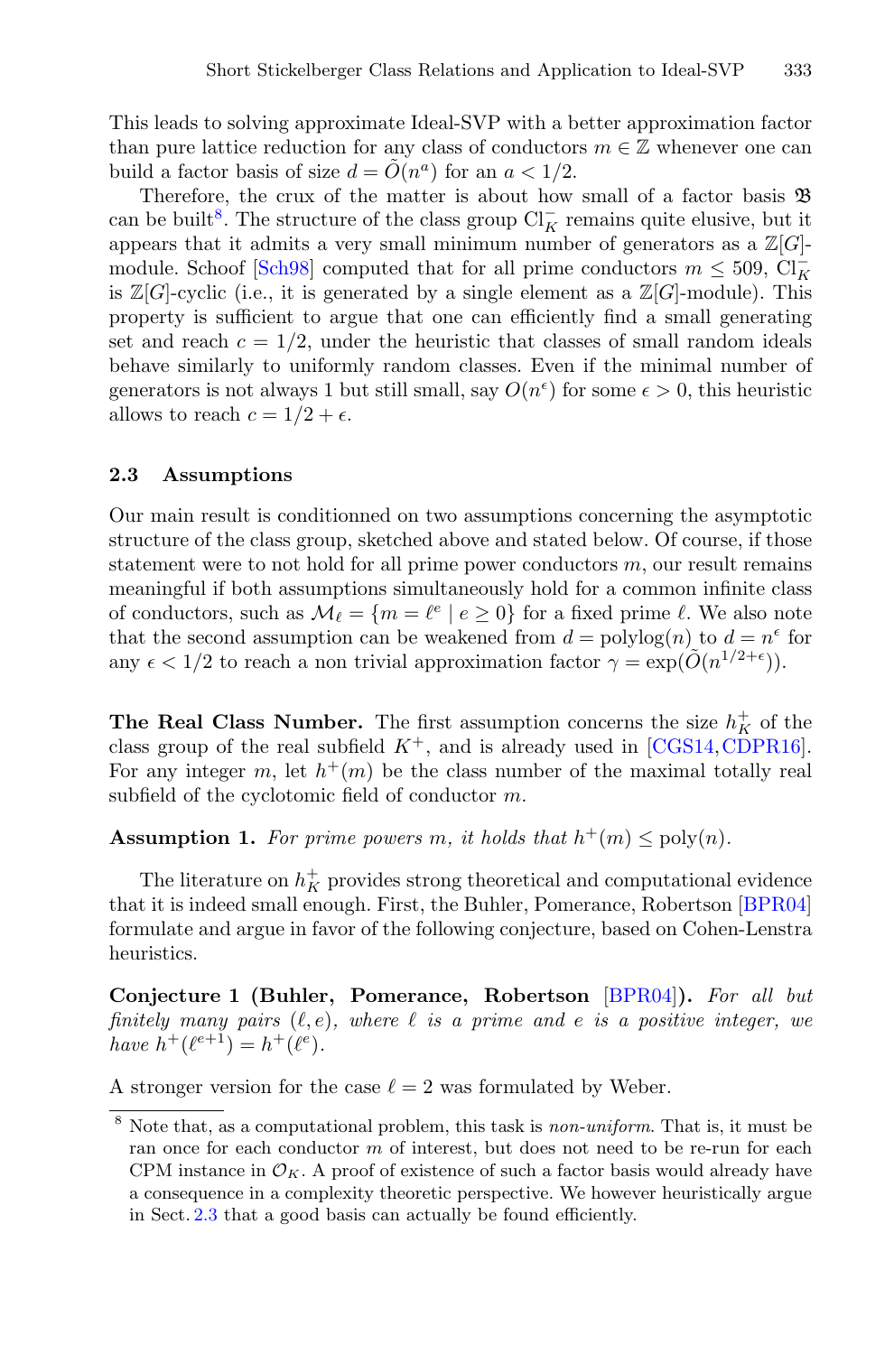This leads to solving approximate Ideal-SVP with a better approximation factor than pure lattice reduction for any class of conductors $m \in \mathbb{Z}$ whenever one can build a factor basis of size $d = \tilde{O}(n^a)$ for an $a < 1/2$.

Therefore, the crux of the matter is about how small of a factor basis $\mathfrak{B}$ can be built[8]. The structure of the class group $\mathrm{Cl}_K^-$ remains quite elusive, but it appears that it admits a very small minimum number of generators as a $\mathbb{Z}[G]$-module. Schoof [Sch98] computed that for all prime conductors $m \leq 509$, $\mathrm{Cl}_K^-$ is $\mathbb{Z}[G]$-cyclic (i.e., it is generated by a single element as a $\mathbb{Z}[G]$-module). This property is sufficient to argue that one can efficiently find a small generating set and reach $c = 1/2$, under the heuristic that classes of small random ideals behave similarly to uniformly random classes. Even if the minimal number of generators is not always 1 but still small, say $O(n^\epsilon)$ for some $\epsilon > 0$, this heuristic allows to reach $c = 1/2 + \epsilon$.

### 2.3 Assumptions

Our main result is conditionned on two assumptions concerning the asymptotic structure of the class group, sketched above and stated below. Of course, if those statement were to not hold for all prime power conductors $m$, our result remains meaningful if both assumptions simultaneously hold for a common infinite class of conductors, such as $\mathcal{M}_\ell = \{m = \ell^e \mid e \geq 0\}$ for a fixed prime $\ell$. We also note that the second assumption can be weakened from $d = \mathrm{polylog}(n)$ to $d = n^\epsilon$ for any $\epsilon < 1/2$ to reach a non trivial approximation factor $\gamma = \exp(\tilde{O}(n^{1/2+\epsilon}))$.

**The Real Class Number.** The first assumption concerns the size $h_K^+$ of the class group of the real subfield $K^+$, and is already used in [CGS14, CDPR16]. For any integer $m$, let $h^+(m)$ be the class number of the maximal totally real subfield of the cyclotomic field of conductor $m$.

**Assumption 1.** *For prime powers $m$, it holds that $h^+(m) \leq \mathrm{poly}(n)$.*

The literature on $h_K^+$ provides strong theoretical and computational evidence that it is indeed small enough. First, the Buhler, Pomerance, Robertson [BPR04] formulate and argue in favor of the following conjecture, based on Cohen-Lenstra heuristics.

**Conjecture 1 (Buhler, Pomerance, Robertson** [BPR04]**).** *For all but finitely many pairs $(\ell, e)$, where $\ell$ is a prime and $e$ is a positive integer, we have $h^+(\ell^{e+1}) = h^+(\ell^e)$.*

A stronger version for the case $\ell = 2$ was formulated by Weber.

---

[8] Note that, as a computational problem, this task is *non-uniform*. That is, it must be ran once for each conductor $m$ of interest, but does not need to be re-run for each CPM instance in $\mathcal{O}_K$. A proof of existence of such a factor basis would already have a consequence in a complexity theoretic perspective. We however heuristically argue in Sect. 2.3 that a good basis can actually be found efficiently.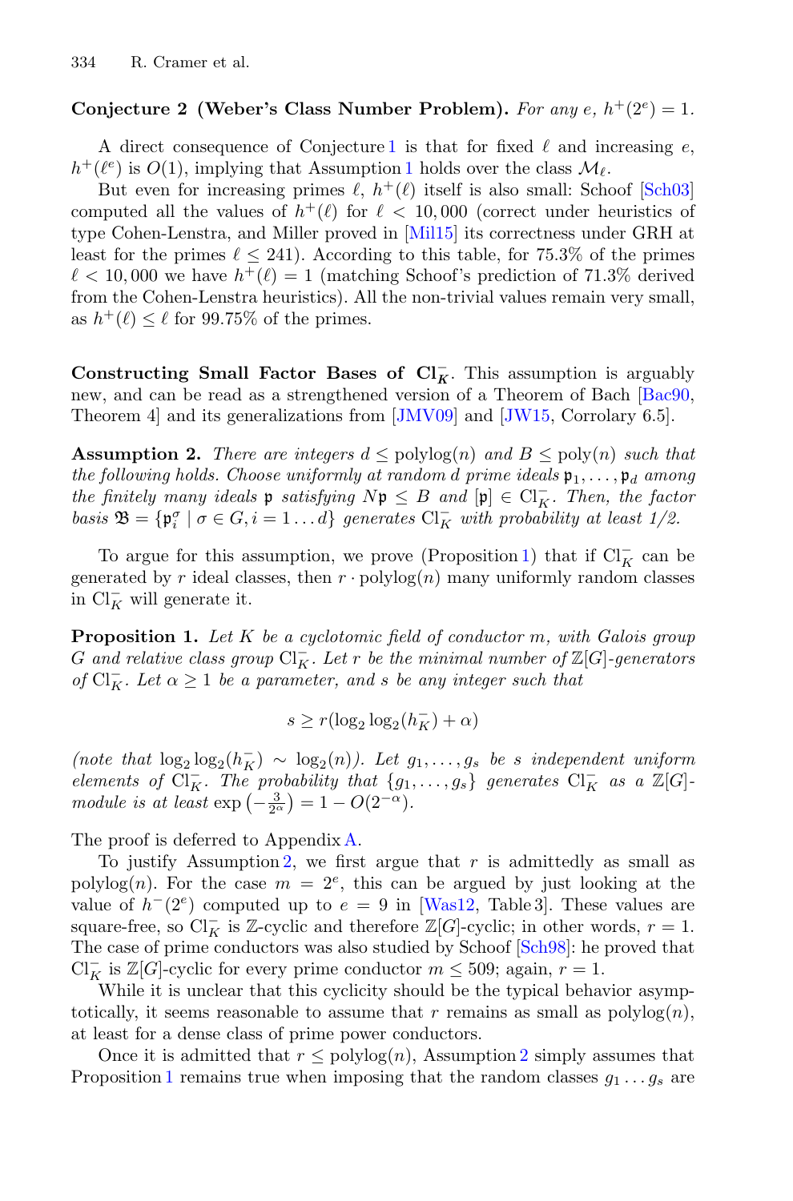**Conjecture 2 (Weber's Class Number Problem).** *For any $e$, $h^+(2^e) = 1$.*

A direct consequence of Conjecture 1 is that for fixed $\ell$ and increasing $e$, $h^+(\ell^e)$ is $O(1)$, implying that Assumption 1 holds over the class $\mathcal{M}_\ell$.

But even for increasing primes $\ell$, $h^+(\ell)$ itself is also small: Schoof [Sch03] computed all the values of $h^+(\ell)$ for $\ell < 10,000$ (correct under heuristics of type Cohen-Lenstra, and Miller proved in [Mil15] its correctness under GRH at least for the primes $\ell \leq 241$). According to this table, for 75.3% of the primes $\ell < 10,000$ we have $h^+(\ell) = 1$ (matching Schoof's prediction of 71.3% derived from the Cohen-Lenstra heuristics). All the non-trivial values remain very small, as $h^+(\ell) \leq \ell$ for 99.75% of the primes.

**Constructing Small Factor Bases of $\mathrm{Cl}_K^-$.** This assumption is arguably new, and can be read as a strengthened version of a Theorem of Bach [Bac90, Theorem 4] and its generalizations from [JMV09] and [JW15, Corrolary 6.5].

**Assumption 2.** *There are integers $d \leq \mathrm{polylog}(n)$ and $B \leq \mathrm{poly}(n)$ such that the following holds. Choose uniformly at random $d$ prime ideals $\mathfrak{p}_1, \ldots, \mathfrak{p}_d$ among the finitely many ideals $\mathfrak{p}$ satisfying $N\mathfrak{p} \leq B$ and $[\mathfrak{p}] \in \mathrm{Cl}_K^-$. Then, the factor basis $\mathfrak{B} = \{\mathfrak{p}_i^\sigma \mid \sigma \in G, i = 1 \ldots d\}$ generates $\mathrm{Cl}_K^-$ with probability at least 1/2.*

To argue for this assumption, we prove (Proposition 1) that if $\mathrm{Cl}_K^-$ can be generated by $r$ ideal classes, then $r \cdot \mathrm{polylog}(n)$ many uniformly random classes in $\mathrm{Cl}_K^-$ will generate it.

**Proposition 1.** *Let $K$ be a cyclotomic field of conductor $m$, with Galois group $G$ and relative class group $\mathrm{Cl}_K^-$. Let $r$ be the minimal number of $\mathbb{Z}[G]$-generators of $\mathrm{Cl}_K^-$. Let $\alpha \geq 1$ be a parameter, and $s$ be any integer such that*

$$s \geq r(\log_2 \log_2(h_K^-) + \alpha)$$

*(note that $\log_2 \log_2(h_K^-) \sim \log_2(n)$). Let $g_1, \ldots, g_s$ be $s$ independent uniform elements of $\mathrm{Cl}_K^-$. The probability that $\{g_1, \ldots, g_s\}$ generates $\mathrm{Cl}_K^-$ as a $\mathbb{Z}[G]$-module is at least $\exp\left(-\frac{3}{2^\alpha}\right) = 1 - O(2^{-\alpha})$.*

The proof is deferred to Appendix A.

To justify Assumption 2, we first argue that $r$ is admittedly as small as $\mathrm{polylog}(n)$. For the case $m = 2^e$, this can be argued by just looking at the value of $h^-(2^e)$ computed up to $e = 9$ in [Was12, Table 3]. These values are square-free, so $\mathrm{Cl}_K^-$ is $\mathbb{Z}$-cyclic and therefore $\mathbb{Z}[G]$-cyclic; in other words, $r = 1$. The case of prime conductors was also studied by Schoof [Sch98]: he proved that $\mathrm{Cl}_K^-$ is $\mathbb{Z}[G]$-cyclic for every prime conductor $m \leq 509$; again, $r = 1$.

While it is unclear that this cyclicity should be the typical behavior asymptotically, it seems reasonable to assume that $r$ remains as small as $\mathrm{polylog}(n)$, at least for a dense class of prime power conductors.

Once it is admitted that $r \leq \mathrm{polylog}(n)$, Assumption 2 simply assumes that Proposition 1 remains true when imposing that the random classes $g_1 \ldots g_s$ are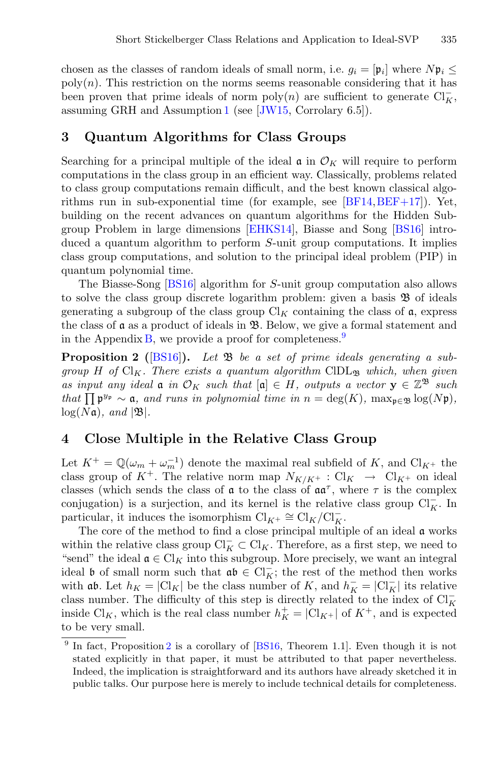chosen as the classes of random ideals of small norm, i.e. $g_i = [\mathfrak{p}_i]$ where $N\mathfrak{p}_i \leq \text{poly}(n)$. This restriction on the norms seems reasonable considering that it has been proven that prime ideals of norm $\text{poly}(n)$ are sufficient to generate $\text{Cl}_K^-$, assuming GRH and Assumption 1 (see [JW15, Corollary 6.5]).

## 3 Quantum Algorithms for Class Groups

Searching for a principal multiple of the ideal $\mathfrak{a}$ in $\mathcal{O}_K$ will require to perform computations in the class group in an efficient way. Classically, problems related to class group computations remain difficult, and the best known classical algorithms run in sub-exponential time (for example, see [BF14,BEF+17]). Yet, building on the recent advances on quantum algorithms for the Hidden Subgroup Problem in large dimensions [EHKS14], Biasse and Song [BS16] introduced a quantum algorithm to perform $S$-unit group computations. It implies class group computations, and solution to the principal ideal problem (PIP) in quantum polynomial time.

The Biasse-Song [BS16] algorithm for $S$-unit group computation also allows to solve the class group discrete logarithm problem: given a basis $\mathfrak{B}$ of ideals generating a subgroup of the class group $\text{Cl}_K$ containing the class of $\mathfrak{a}$, express the class of $\mathfrak{a}$ as a product of ideals in $\mathfrak{B}$. Below, we give a formal statement and in the Appendix B, we provide a proof for completeness.[9]

**Proposition 2 ([BS16]).** *Let $\mathfrak{B}$ be a set of prime ideals generating a subgroup $H$ of $\text{Cl}_K$. There exists a quantum algorithm $\text{ClDL}_{\mathfrak{B}}$ which, when given as input any ideal $\mathfrak{a}$ in $\mathcal{O}_K$ such that $[\mathfrak{a}] \in H$, outputs a vector $\mathbf{y} \in \mathbb{Z}^{\mathfrak{B}}$ such that $\prod \mathfrak{p}^{y_\mathfrak{p}} \sim \mathfrak{a}$, and runs in polynomial time in $n = \deg(K)$, $\max_{\mathfrak{p} \in \mathfrak{B}} \log(N\mathfrak{p})$, $\log(N\mathfrak{a})$, and $|\mathfrak{B}|$.*

## 4 Close Multiple in the Relative Class Group

Let $K^+ = \mathbb{Q}(\omega_m + \omega_m^{-1})$ denote the maximal real subfield of $K$, and $\text{Cl}_{K^+}$ the class group of $K^+$. The relative norm map $N_{K/K^+} : \text{Cl}_K \rightarrow \text{Cl}_{K^+}$ on ideal classes (which sends the class of $\mathfrak{a}$ to the class of $\mathfrak{a}\mathfrak{a}^\tau$, where $\tau$ is the complex conjugation) is a surjection, and its kernel is the relative class group $\text{Cl}_K^-$. In particular, it induces the isomorphism $\text{Cl}_{K^+} \cong \text{Cl}_K/\text{Cl}_K^-$.

The core of the method to find a close principal multiple of an ideal $\mathfrak{a}$ works within the relative class group $\text{Cl}_K^- \subset \text{Cl}_K$. Therefore, as a first step, we need to "send" the ideal $\mathfrak{a} \in \text{Cl}_K$ into this subgroup. More precisely, we want an integral ideal $\mathfrak{b}$ of small norm such that $\mathfrak{a}\mathfrak{b} \in \text{Cl}_K^-$; the rest of the method then works with $\mathfrak{a}\mathfrak{b}$. Let $h_K = |\text{Cl}_K|$ be the class number of $K$, and $h_K^- = |\text{Cl}_K^-|$ its relative class number. The difficulty of this step is directly related to the index of $\text{Cl}_K^-$ inside $\text{Cl}_K$, which is the real class number $h_K^+ = |\text{Cl}_{K^+}|$ of $K^+$, and is expected to be very small.

[9] In fact, Proposition 2 is a corollary of [BS16, Theorem 1.1]. Even though it is not stated explicitly in that paper, it must be attributed to that paper nevertheless. Indeed, the implication is straightforward and its authors have already sketched it in public talks. Our purpose here is merely to include technical details for completeness.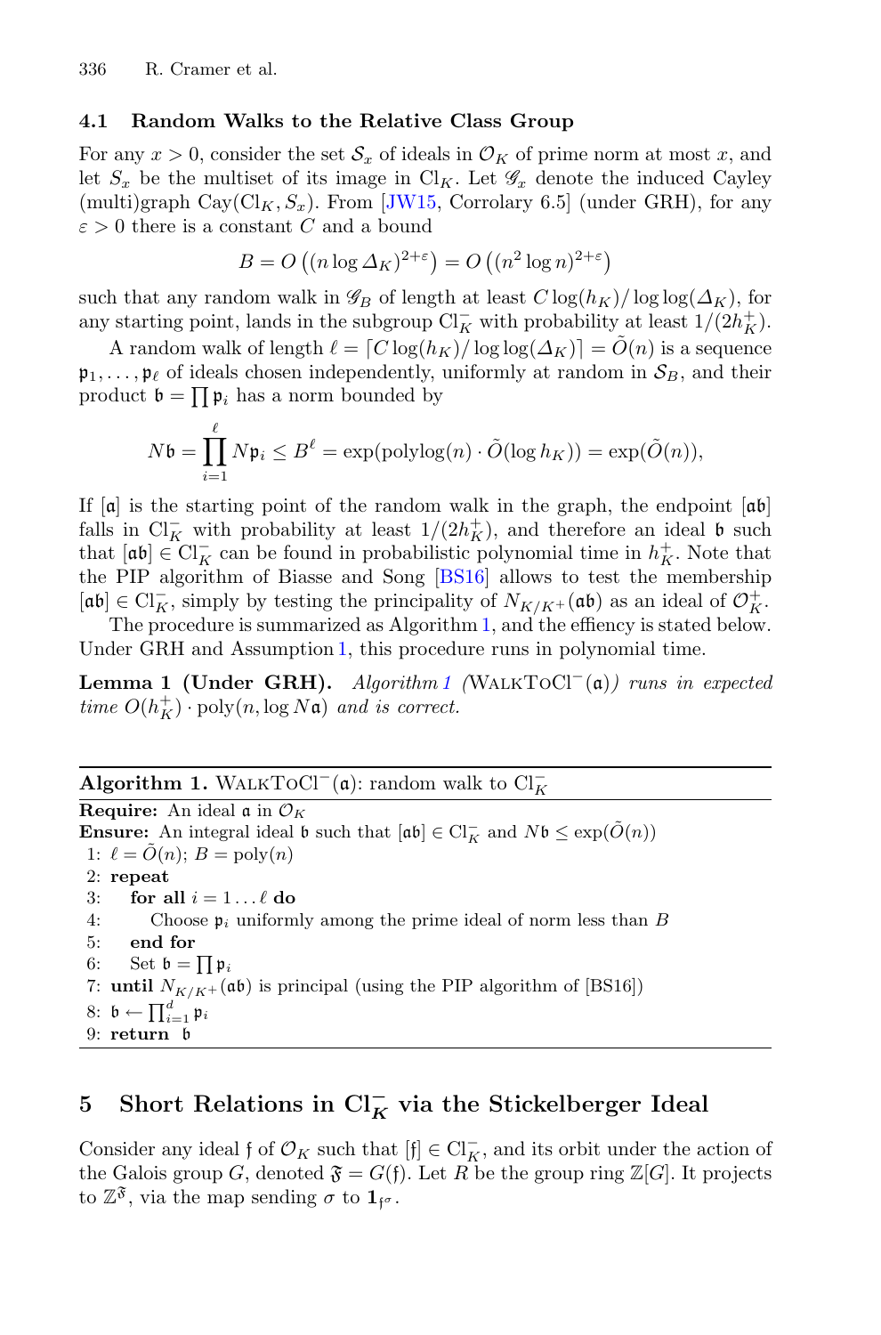### 4.1 Random Walks to the Relative Class Group

For any $x > 0$, consider the set $\mathcal{S}_x$ of ideals in $\mathcal{O}_K$ of prime norm at most $x$, and let $S_x$ be the multiset of its image in $\mathrm{Cl}_K$. Let $\mathscr{G}_x$ denote the induced Cayley (multi)graph $\mathrm{Cay}(\mathrm{Cl}_K, S_x)$. From [JW15, Corrolary 6.5] (under GRH), for any $\varepsilon > 0$ there is a constant $C$ and a bound

$$B = O\left((n \log \Delta_K)^{2+\varepsilon}\right) = O\left((n^2 \log n)^{2+\varepsilon}\right)$$

such that any random walk in $\mathscr{G}_B$ of length at least $C \log(h_K)/\log\log(\Delta_K)$, for any starting point, lands in the subgroup $\mathrm{Cl}_K^-$ with probability at least $1/(2h_K^+)$.

A random walk of length $\ell = \lceil C \log(h_K)/\log\log(\Delta_K)\rceil = \tilde{O}(n)$ is a sequence $\mathfrak{p}_1, \ldots, \mathfrak{p}_\ell$ of ideals chosen independently, uniformly at random in $\mathcal{S}_B$, and their product $\mathfrak{b} = \prod \mathfrak{p}_i$ has a norm bounded by

$$N\mathfrak{b} = \prod_{i=1}^{\ell} N\mathfrak{p}_i \leq B^\ell = \exp(\mathrm{polylog}(n) \cdot \tilde{O}(\log h_K)) = \exp(\tilde{O}(n)),$$

If $[\mathfrak{a}]$ is the starting point of the random walk in the graph, the endpoint $[\mathfrak{a}\mathfrak{b}]$ falls in $\mathrm{Cl}_K^-$ with probability at least $1/(2h_K^+)$, and therefore an ideal $\mathfrak{b}$ such that $[\mathfrak{a}\mathfrak{b}] \in \mathrm{Cl}_K^-$ can be found in probabilistic polynomial time in $h_K^+$. Note that the PIP algorithm of Biasse and Song [BS16] allows to test the membership $[\mathfrak{a}\mathfrak{b}] \in \mathrm{Cl}_K^-$, simply by testing the principality of $N_{K/K^+}(\mathfrak{a}\mathfrak{b})$ as an ideal of $\mathcal{O}_K^+$.

The procedure is summarized as Algorithm 1, and the effiency is stated below. Under GRH and Assumption 1, this procedure runs in polynomial time.

**Lemma 1 (Under GRH).** *Algorithm 1 (*$\textsc{WalkToCl}^-(\mathfrak{a})$*) runs in expected time* $O(h_K^+) \cdot \mathrm{poly}(n, \log N\mathfrak{a})$ *and is correct.*

---

**Algorithm 1.** $\textsc{WalkToCl}^-(\mathfrak{a})$: random walk to $\mathrm{Cl}_K^-$

---

**Require:** An ideal $\mathfrak{a}$ in $\mathcal{O}_K$
**Ensure:** An integral ideal $\mathfrak{b}$ such that $[\mathfrak{a}\mathfrak{b}] \in \mathrm{Cl}_K^-$ and $N\mathfrak{b} \leq \exp(\tilde{O}(n))$

```
1: ℓ = Õ(n); B = poly(n)
2: repeat
3:    for all i = 1 ... ℓ do
4:       Choose p_i uniformly among the prime ideal of norm less than B
5:    end for
6:    Set b = ∏ p_i
7: until N_{K/K+}(ab) is principal (using the PIP algorithm of [BS16])
8: b ← ∏_{i=1}^{d} p_i
9: return b
```

---

## 5 Short Relations in $\mathrm{Cl}_K^-$ via the Stickelberger Ideal

Consider any ideal $\mathfrak{f}$ of $\mathcal{O}_K$ such that $[\mathfrak{f}] \in \mathrm{Cl}_K^-$, and its orbit under the action of the Galois group $G$, denoted $\mathfrak{F} = G(\mathfrak{f})$. Let $R$ be the group ring $\mathbb{Z}[G]$. It projects to $\mathbb{Z}^{\mathfrak{F}}$, via the map sending $\sigma$ to $\mathbf{1}_{\mathfrak{f}^\sigma}$.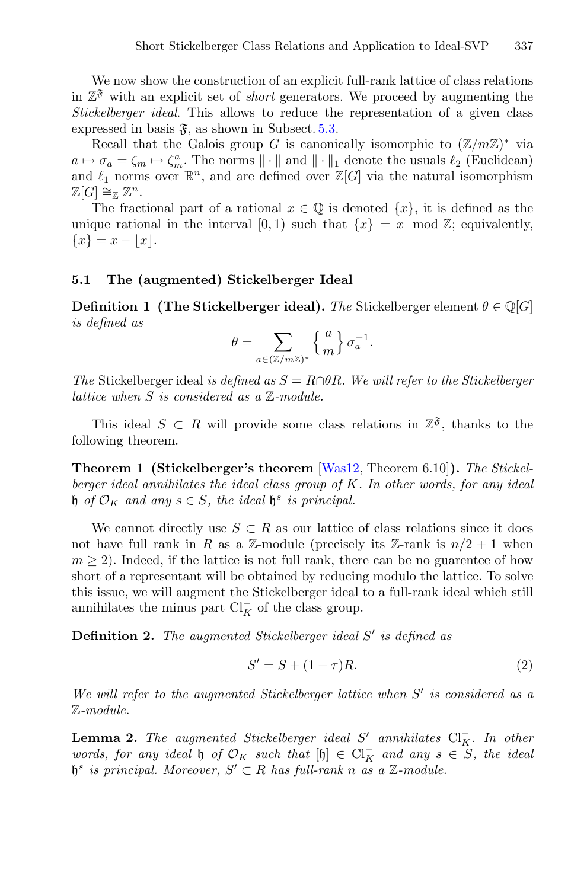We now show the construction of an explicit full-rank lattice of class relations in $\mathbb{Z}^{\mathfrak{F}}$ with an explicit set of *short* generators. We proceed by augmenting the *Stickelberger ideal*. This allows to reduce the representation of a given class expressed in basis $\mathfrak{F}$, as shown in Subsect. 5.3.

Recall that the Galois group $G$ is canonically isomorphic to $(\mathbb{Z}/m\mathbb{Z})^*$ via $a \mapsto \sigma_a = \zeta_m \mapsto \zeta_m^a$. The norms $\|\cdot\|$ and $\|\cdot\|_1$ denote the usuals $\ell_2$ (Euclidean) and $\ell_1$ norms over $\mathbb{R}^n$, and are defined over $\mathbb{Z}[G]$ via the natural isomorphism $\mathbb{Z}[G] \cong_{\mathbb{Z}} \mathbb{Z}^n$.

The fractional part of a rational $x \in \mathbb{Q}$ is denoted $\{x\}$, it is defined as the unique rational in the interval $[0, 1)$ such that $\{x\} = x \mod \mathbb{Z}$; equivalently, $\{x\} = x - \lfloor x \rfloor$.

### 5.1 The (augmented) Stickelberger Ideal

**Definition 1 (The Stickelberger ideal).** *The* Stickelberger element $\theta \in \mathbb{Q}[G]$ *is defined as*

$$\theta = \sum_{a \in (\mathbb{Z}/m\mathbb{Z})^*} \left\{ \frac{a}{m} \right\} \sigma_a^{-1}.$$

*The* Stickelberger ideal *is defined as $S = R \cap \theta R$. We will refer to the Stickelberger lattice when $S$ is considered as a $\mathbb{Z}$-module.*

This ideal $S \subset R$ will provide some class relations in $\mathbb{Z}^{\mathfrak{F}}$, thanks to the following theorem.

**Theorem 1 (Stickelberger's theorem** [Was12, Theorem 6.10]**).** *The Stickelberger ideal annihilates the ideal class group of $K$. In other words, for any ideal $\mathfrak{h}$ of $\mathcal{O}_K$ and any $s \in S$, the ideal $\mathfrak{h}^s$ is principal.*

We cannot directly use $S \subset R$ as our lattice of class relations since it does not have full rank in $R$ as a $\mathbb{Z}$-module (precisely its $\mathbb{Z}$-rank is $n/2 + 1$ when $m \geq 2$). Indeed, if the lattice is not full rank, there can be no guarentee of how short of a representant will be obtained by reducing modulo the lattice. To solve this issue, we will augment the Stickelberger ideal to a full-rank ideal which still annihilates the minus part $\mathrm{Cl}_K^-$ of the class group.

**Definition 2.** *The augmented Stickelberger ideal $S'$ is defined as*

$$S' = S + (1 + \tau)R. \tag{2}$$

*We will refer to the augmented Stickelberger lattice when $S'$ is considered as a $\mathbb{Z}$-module.*

**Lemma 2.** *The augmented Stickelberger ideal $S'$ annihilates $\mathrm{Cl}_K^-$. In other words, for any ideal $\mathfrak{h}$ of $\mathcal{O}_K$ such that $[\mathfrak{h}] \in \mathrm{Cl}_K^-$ and any $s \in S$, the ideal $\mathfrak{h}^s$ is principal. Moreover, $S' \subset R$ has full-rank $n$ as a $\mathbb{Z}$-module.*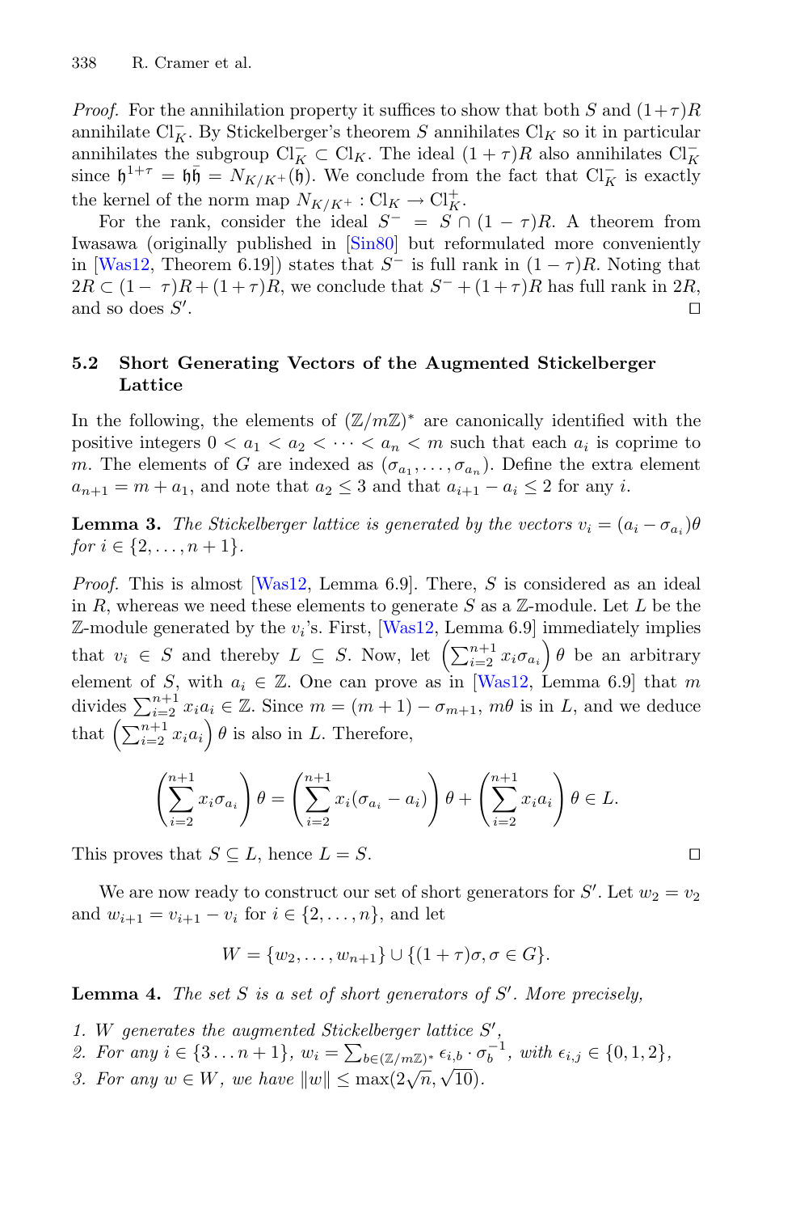*Proof.* For the annihilation property it suffices to show that both $S$ and $(1+\tau)R$ annihilate $\mathrm{Cl}_K^-$. By Stickelberger's theorem $S$ annihilates $\mathrm{Cl}_K$ so it in particular annihilates the subgroup $\mathrm{Cl}_K^- \subset \mathrm{Cl}_K$. The ideal $(1+\tau)R$ also annihilates $\mathrm{Cl}_K^-$ since $\mathfrak{h}^{1+\tau} = \mathfrak{h}\bar{\mathfrak{h}} = N_{K/K^+}(\mathfrak{h})$. We conclude from the fact that $\mathrm{Cl}_K^-$ is exactly the kernel of the norm map $N_{K/K^+} : \mathrm{Cl}_K \to \mathrm{Cl}_K^+$.

For the rank, consider the ideal $S^- = S \cap (1-\tau)R$. A theorem from Iwasawa (originally published in [Sin80] but reformulated more conveniently in [Was12, Theorem 6.19]) states that $S^-$ is full rank in $(1-\tau)R$. Noting that $2R \subset (1-\tau)R + (1+\tau)R$, we conclude that $S^- + (1+\tau)R$ has full rank in $2R$, and so does $S'$. □

### 5.2 Short Generating Vectors of the Augmented Stickelberger Lattice

In the following, the elements of $(\mathbb{Z}/m\mathbb{Z})^*$ are canonically identified with the positive integers $0 < a_1 < a_2 < \cdots < a_n < m$ such that each $a_i$ is coprime to $m$. The elements of $G$ are indexed as $(\sigma_{a_1}, \ldots, \sigma_{a_n})$. Define the extra element $a_{n+1} = m + a_1$, and note that $a_2 \leq 3$ and that $a_{i+1} - a_i \leq 2$ for any $i$.

**Lemma 3.** *The Stickelberger lattice is generated by the vectors $v_i = (a_i - \sigma_{a_i})\theta$ for $i \in \{2, \ldots, n+1\}$.*

*Proof.* This is almost [Was12, Lemma 6.9]. There, $S$ is considered as an ideal in $R$, whereas we need these elements to generate $S$ as a $\mathbb{Z}$-module. Let $L$ be the $\mathbb{Z}$-module generated by the $v_i$'s. First, [Was12, Lemma 6.9] immediately implies that $v_i \in S$ and thereby $L \subseteq S$. Now, let $\left(\sum_{i=2}^{n+1} x_i \sigma_{a_i}\right)\theta$ be an arbitrary element of $S$, with $a_i \in \mathbb{Z}$. One can prove as in [Was12, Lemma 6.9] that $m$ divides $\sum_{i=2}^{n+1} x_i a_i \in \mathbb{Z}$. Since $m = (m+1) - \sigma_{m+1}$, $m\theta$ is in $L$, and we deduce that $\left(\sum_{i=2}^{n+1} x_i a_i\right)\theta$ is also in $L$. Therefore,

$$\left(\sum_{i=2}^{n+1} x_i \sigma_{a_i}\right)\theta = \left(\sum_{i=2}^{n+1} x_i(\sigma_{a_i} - a_i)\right)\theta + \left(\sum_{i=2}^{n+1} x_i a_i\right)\theta \in L.$$

This proves that $S \subseteq L$, hence $L = S$. □

We are now ready to construct our set of short generators for $S'$. Let $w_2 = v_2$ and $w_{i+1} = v_{i+1} - v_i$ for $i \in \{2, \ldots, n\}$, and let

$$W = \{w_2, \ldots, w_{n+1}\} \cup \{(1+\tau)\sigma, \sigma \in G\}.$$

**Lemma 4.** *The set $S$ is a set of short generators of $S'$. More precisely,*

1. *$W$ generates the augmented Stickelberger lattice $S'$,*
2. *For any $i \in \{3 \ldots n+1\}$, $w_i = \sum_{b \in (\mathbb{Z}/m\mathbb{Z})^*} \epsilon_{i,b} \cdot \sigma_b^{-1}$, with $\epsilon_{i,j} \in \{0, 1, 2\}$,*
3. *For any $w \in W$, we have $\|w\| \leq \max(2\sqrt{n}, \sqrt{10})$.*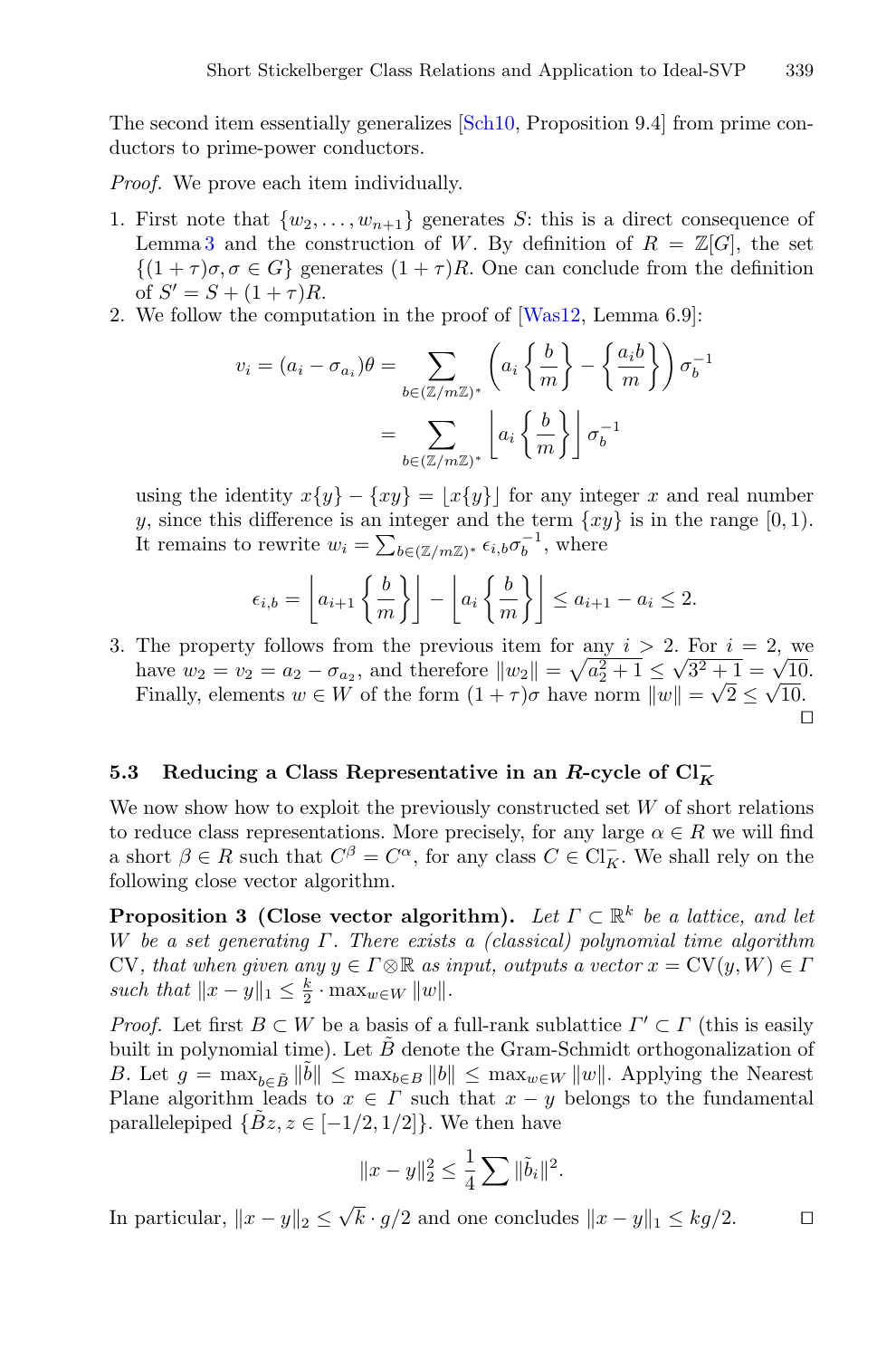The second item essentially generalizes [Sch10, Proposition 9.4] from prime conductors to prime-power conductors.

*Proof.* We prove each item individually.

1. First note that $\{w_2, \dots, w_{n+1}\}$ generates $S$: this is a direct consequence of Lemma 3 and the construction of $W$. By definition of $R = \mathbb{Z}[G]$, the set $\{(1+\tau)\sigma, \sigma \in G\}$ generates $(1+\tau)R$. One can conclude from the definition of $S' = S + (1+\tau)R$.
2. We follow the computation in the proof of [Was12, Lemma 6.9]:
$$v_i = (a_i - \sigma_{a_i})\theta = \sum_{b \in (\mathbb{Z}/m\mathbb{Z})^*} \left( a_i \left\{ \frac{b}{m} \right\} - \left\{ \frac{a_i b}{m} \right\} \right) \sigma_b^{-1}$$
$$= \sum_{b \in (\mathbb{Z}/m\mathbb{Z})^*} \left\lfloor a_i \left\{ \frac{b}{m} \right\} \right\rfloor \sigma_b^{-1}$$
using the identity $x\{y\} - \{xy\} = \lfloor x\{y\} \rfloor$ for any integer $x$ and real number $y$, since this difference is an integer and the term $\{xy\}$ is in the range $[0,1)$. It remains to rewrite $w_i = \sum_{b \in (\mathbb{Z}/m\mathbb{Z})^*} \epsilon_{i,b} \sigma_b^{-1}$, where
$$\epsilon_{i,b} = \left\lfloor a_{i+1} \left\{ \frac{b}{m} \right\} \right\rfloor - \left\lfloor a_i \left\{ \frac{b}{m} \right\} \right\rfloor \le a_{i+1} - a_i \le 2.$$
3. The property follows from the previous item for any $i > 2$. For $i = 2$, we have $w_2 = v_2 = a_2 - \sigma_{a_2}$, and therefore $\|w_2\| = \sqrt{a_2^2 + 1} \le \sqrt{3^2 + 1} = \sqrt{10}$. Finally, elements $w \in W$ of the form $(1+\tau)\sigma$ have norm $\|w\| = \sqrt{2} \le \sqrt{10}$. □

### 5.3 Reducing a Class Representative in an $R$-cycle of $\mathrm{Cl}_K^-$

We now show how to exploit the previously constructed set $W$ of short relations to reduce class representations. More precisely, for any large $\alpha \in R$ we will find a short $\beta \in R$ such that $C^\beta = C^\alpha$, for any class $C \in \mathrm{Cl}_K^-$. We shall rely on the following close vector algorithm.

**Proposition 3 (Close vector algorithm).** *Let $\Gamma \subset \mathbb{R}^k$ be a lattice, and let $W$ be a set generating $\Gamma$. There exists a (classical) polynomial time algorithm* CV*, that when given any $y \in \Gamma \otimes \mathbb{R}$ as input, outputs a vector $x = \mathrm{CV}(y, W) \in \Gamma$ such that $\|x - y\|_1 \le \frac{k}{2} \cdot \max_{w \in W} \|w\|$.*

*Proof.* Let first $B \subset W$ be a basis of a full-rank sublattice $\Gamma' \subset \Gamma$ (this is easily built in polynomial time). Let $\tilde{B}$ denote the Gram-Schmidt orthogonalization of $B$. Let $g = \max_{b \in \tilde{B}} \|\tilde{b}\| \le \max_{b \in B} \|b\| \le \max_{w \in W} \|w\|$. Applying the Nearest Plane algorithm leads to $x \in \Gamma$ such that $x - y$ belongs to the fundamental parallelepiped $\{\tilde{B}z, z \in [-1/2, 1/2]\}$. We then have
$$\|x - y\|_2^2 \le \frac{1}{4} \sum \|\tilde{b}_i\|^2.$$
In particular, $\|x - y\|_2 \le \sqrt{k} \cdot g/2$ and one concludes $\|x - y\|_1 \le kg/2$. □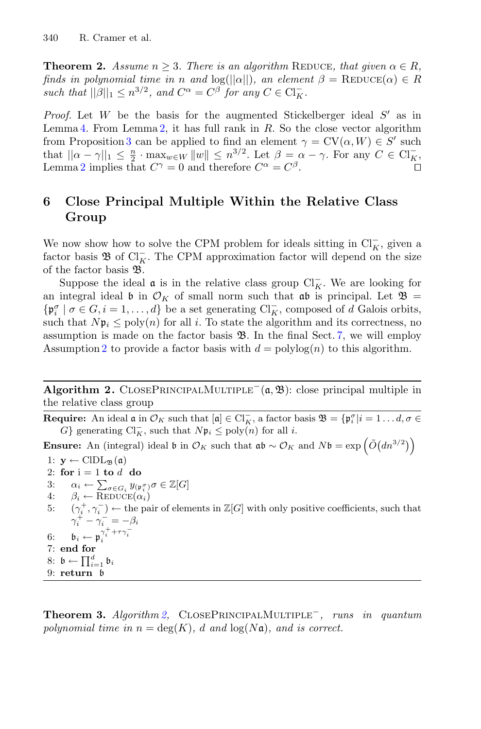**Theorem 2.** *Assume $n \geq 3$. There is an algorithm* Reduce*, that given $\alpha \in R$, finds in polynomial time in $n$ and $\log(||\alpha||)$, an element $\beta = \text{Reduce}(\alpha) \in R$ such that $||\beta||_1 \leq n^{3/2}$, and $C^\alpha = C^\beta$ for any $C \in \text{Cl}_K^-$.*

*Proof.* Let $W$ be the basis for the augmented Stickelberger ideal $S'$ as in Lemma 4. From Lemma 2, it has full rank in $R$. So the close vector algorithm from Proposition 3 can be applied to find an element $\gamma = \text{CV}(\alpha, W) \in S'$ such that $||\alpha - \gamma||_1 \leq \frac{n}{2} \cdot \max_{w \in W} \|w\| \leq n^{3/2}$. Let $\beta = \alpha - \gamma$. For any $C \in \text{Cl}_K^-$, Lemma 2 implies that $C^\gamma = 0$ and therefore $C^\alpha = C^\beta$. $\square$

## 6 Close Principal Multiple Within the Relative Class Group

We now show how to solve the CPM problem for ideals sitting in $\text{Cl}_K^-$, given a factor basis $\mathfrak{B}$ of $\text{Cl}_K^-$. The CPM approximation factor will depend on the size of the factor basis $\mathfrak{B}$.

Suppose the ideal $\mathfrak{a}$ is in the relative class group $\text{Cl}_K^-$. We are looking for an integral ideal $\mathfrak{b}$ in $\mathcal{O}_K$ of small norm such that $\mathfrak{ab}$ is principal. Let $\mathfrak{B} = \{\mathfrak{p}_i^\sigma \mid \sigma \in G, i = 1, \ldots, d\}$ be a set generating $\text{Cl}_K^-$, composed of $d$ Galois orbits, such that $N\mathfrak{p}_i \leq \text{poly}(n)$ for all $i$. To state the algorithm and its correctness, no assumption is made on the factor basis $\mathfrak{B}$. In the final Sect. 7, we will employ Assumption 2 to provide a factor basis with $d = \text{polylog}(n)$ to this algorithm.

---

**Algorithm 2.** ClosePrincipalMultiple$^-(\mathfrak{a}, \mathfrak{B})$: close principal multiple in the relative class group

---

**Require:** An ideal $\mathfrak{a}$ in $\mathcal{O}_K$ such that $[\mathfrak{a}] \in \text{Cl}_K^-$, a factor basis $\mathfrak{B} = \{\mathfrak{p}_i^\sigma | i = 1 \ldots d, \sigma \in G\}$ generating $\text{Cl}_K^-$, such that $N\mathfrak{p}_i \leq \text{poly}(n)$ for all $i$.

**Ensure:** An (integral) ideal $\mathfrak{b}$ in $\mathcal{O}_K$ such that $\mathfrak{ab} \sim \mathcal{O}_K$ and $N\mathfrak{b} = \exp\left(\tilde{O}(dn^{3/2})\right)$

1: $\mathbf{y} \leftarrow \text{ClDL}_{\mathfrak{B}}(\mathfrak{a})$
2: **for** i = 1 **to** $d$ **do**
3: $\quad\alpha_i \leftarrow \sum_{\sigma \in G_i} y_{(\mathfrak{p}_i^\sigma)} \sigma \in \mathbb{Z}[G]$
4: $\quad\beta_i \leftarrow \text{Reduce}(\alpha_i)$
5: $\quad(\gamma_i^+, \gamma_i^-) \leftarrow$ the pair of elements in $\mathbb{Z}[G]$ with only positive coefficients, such that $\gamma_i^+ - \gamma_i^- = -\beta_i$
6: $\quad\mathfrak{b}_i \leftarrow \mathfrak{p}_i^{\gamma_i^+ + \tau\gamma_i^-}$
7: **end for**
8: $\mathfrak{b} \leftarrow \prod_{i=1}^d \mathfrak{b}_i$
9: **return** $\mathfrak{b}$

---

**Theorem 3.** *Algorithm 2,* ClosePrincipalMultiple$^-$*, runs in quantum polynomial time in $n = \deg(K)$, $d$ and $\log(N\mathfrak{a})$, and is correct.*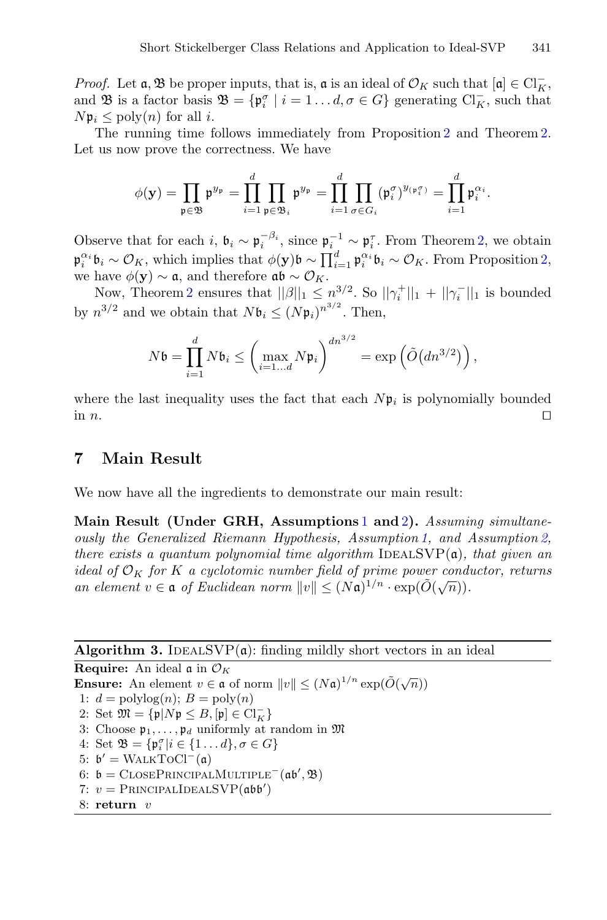*Proof.* Let $\mathfrak{a}, \mathfrak{B}$ be proper inputs, that is, $\mathfrak{a}$ is an ideal of $\mathcal{O}_K$ such that $[\mathfrak{a}] \in \mathrm{Cl}_K^-$, and $\mathfrak{B}$ is a factor basis $\mathfrak{B} = \{\mathfrak{p}_i^\sigma \mid i = 1 \ldots d, \sigma \in G\}$ generating $\mathrm{Cl}_K^-$, such that $N\mathfrak{p}_i \leq \mathrm{poly}(n)$ for all $i$.

The running time follows immediately from Proposition 2 and Theorem 2. Let us now prove the correctness. We have

$$\phi(\mathbf{y}) = \prod_{\mathfrak{p} \in \mathfrak{B}} \mathfrak{p}^{y_\mathfrak{p}} = \prod_{i=1}^{d} \prod_{\mathfrak{p} \in \mathfrak{B}_i} \mathfrak{p}^{y_\mathfrak{p}} = \prod_{i=1}^{d} \prod_{\sigma \in G_i} (\mathfrak{p}_i^\sigma)^{y_{(\mathfrak{p}_i^\sigma)}} = \prod_{i=1}^{d} \mathfrak{p}_i^{\alpha_i}.$$

Observe that for each $i$, $\mathfrak{b}_i \sim \mathfrak{p}_i^{-\beta_i}$, since $\mathfrak{p}_i^{-1} \sim \mathfrak{p}_i^\tau$. From Theorem 2, we obtain $\mathfrak{p}_i^{\alpha_i} \mathfrak{b}_i \sim \mathcal{O}_K$, which implies that $\phi(\mathbf{y})\mathfrak{b} \sim \prod_{i=1}^{d} \mathfrak{p}_i^{\alpha_i} \mathfrak{b}_i \sim \mathcal{O}_K$. From Proposition 2, we have $\phi(\mathbf{y}) \sim \mathfrak{a}$, and therefore $\mathfrak{a}\mathfrak{b} \sim \mathcal{O}_K$.

Now, Theorem 2 ensures that $||\beta||_1 \leq n^{3/2}$. So $||\gamma_i^+||_1 + ||\gamma_i^-||_1$ is bounded by $n^{3/2}$ and we obtain that $N\mathfrak{b}_i \leq (N\mathfrak{p}_i)^{n^{3/2}}$. Then,

$$N\mathfrak{b} = \prod_{i=1}^{d} N\mathfrak{b}_i \leq \left( \max_{i=1 \ldots d} N\mathfrak{p}_i \right)^{dn^{3/2}} = \exp\left(\tilde{O}(dn^{3/2})\right),$$

where the last inequality uses the fact that each $N\mathfrak{p}_i$ is polynomially bounded in $n$. ◻

## 7 Main Result

We now have all the ingredients to demonstrate our main result:

**Main Result (Under GRH, Assumptions 1 and 2).** *Assuming simultaneously the Generalized Riemann Hypothesis, Assumption 1, and Assumption 2, there exists a quantum polynomial time algorithm* IDEALSVP($\mathfrak{a}$)*, that given an ideal of $\mathcal{O}_K$ for $K$ a cyclotomic number field of prime power conductor, returns an element $v \in \mathfrak{a}$ of Euclidean norm $\|v\| \leq (N\mathfrak{a})^{1/n} \cdot \exp(\tilde{O}(\sqrt{n}))$.*

---

**Algorithm 3.** IDEALSVP($\mathfrak{a}$): finding mildly short vectors in an ideal

---

**Require:** An ideal $\mathfrak{a}$ in $\mathcal{O}_K$
**Ensure:** An element $v \in \mathfrak{a}$ of norm $\|v\| \leq (N\mathfrak{a})^{1/n} \exp(\tilde{O}(\sqrt{n}))$

1: $d = \mathrm{polylog}(n)$; $B = \mathrm{poly}(n)$
2: Set $\mathfrak{M} = \{\mathfrak{p} | N\mathfrak{p} \leq B, [\mathfrak{p}] \in \mathrm{Cl}_K^-\}$
3: Choose $\mathfrak{p}_1, \ldots, \mathfrak{p}_d$ uniformly at random in $\mathfrak{M}$
4: Set $\mathfrak{B} = \{\mathfrak{p}_i^\sigma | i \in \{1 \ldots d\}, \sigma \in G\}$
5: $\mathfrak{b}' = \mathrm{WALKTOCL}^-(\mathfrak{a})$
6: $\mathfrak{b} = \mathrm{CLOSEPRINCIPALMULTIPLE}^-(\mathfrak{a}\mathfrak{b}', \mathfrak{B})$
7: $v = \mathrm{PRINCIPALIDEALSVP}(\mathfrak{a}\mathfrak{b}\mathfrak{b}')$
8: **return** $v$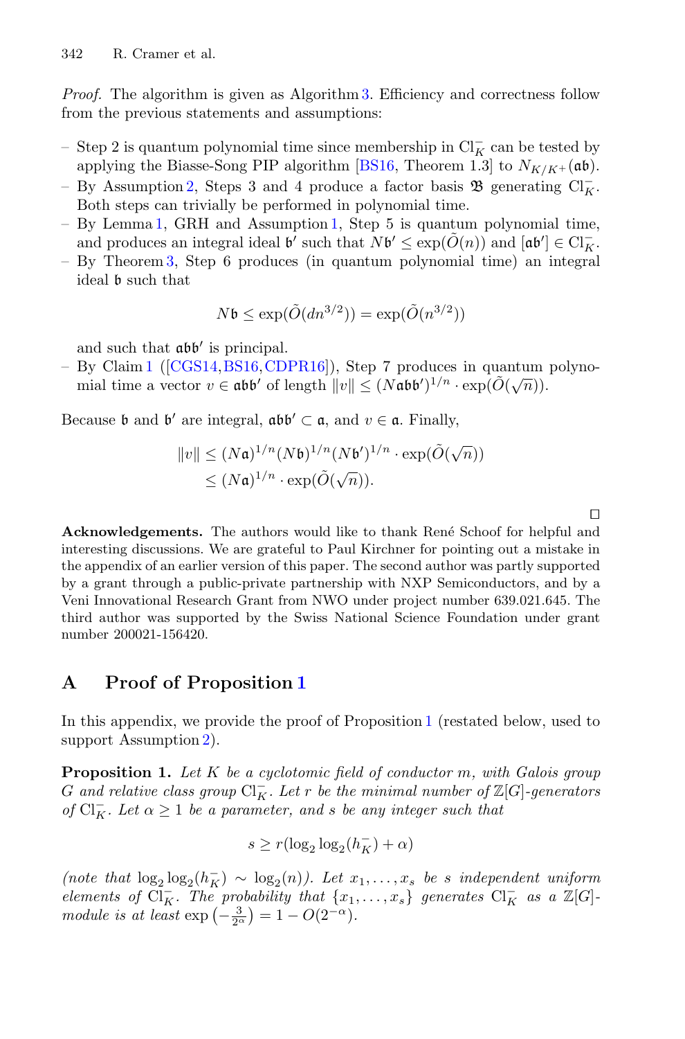*Proof.* The algorithm is given as Algorithm 3. Efficiency and correctness follow from the previous statements and assumptions:

- Step 2 is quantum polynomial time since membership in $\mathrm{Cl}_K^-$ can be tested by applying the Biasse-Song PIP algorithm [BS16, Theorem 1.3] to $N_{K/K^+}(\mathfrak{ab})$.
- By Assumption 2, Steps 3 and 4 produce a factor basis $\mathfrak{B}$ generating $\mathrm{Cl}_K^-$. Both steps can trivially be performed in polynomial time.
- By Lemma 1, GRH and Assumption 1, Step 5 is quantum polynomial time, and produces an integral ideal $\mathfrak{b}'$ such that $N\mathfrak{b}' \leq \exp(\tilde{O}(n))$ and $[\mathfrak{ab}'] \in \mathrm{Cl}_K^-$.
- By Theorem 3, Step 6 produces (in quantum polynomial time) an integral ideal $\mathfrak{b}$ such that

$$N\mathfrak{b} \leq \exp(\tilde{O}(dn^{3/2})) = \exp(\tilde{O}(n^{3/2}))$$

  and such that $\mathfrak{abb}'$ is principal.
- By Claim 1 ([CGS14, BS16, CDPR16]), Step 7 produces in quantum polynomial time a vector $v \in \mathfrak{abb}'$ of length $\|v\| \leq (N\mathfrak{abb}')^{1/n} \cdot \exp(\tilde{O}(\sqrt{n}))$.

Because $\mathfrak{b}$ and $\mathfrak{b}'$ are integral, $\mathfrak{abb}' \subset \mathfrak{a}$, and $v \in \mathfrak{a}$. Finally,

$$\begin{aligned}
\|v\| &\leq (N\mathfrak{a})^{1/n}(N\mathfrak{b})^{1/n}(N\mathfrak{b}')^{1/n} \cdot \exp(\tilde{O}(\sqrt{n})) \\
&\leq (N\mathfrak{a})^{1/n} \cdot \exp(\tilde{O}(\sqrt{n})).
\end{aligned}$$

□

**Acknowledgements.** The authors would like to thank René Schoof for helpful and interesting discussions. We are grateful to Paul Kirchner for pointing out a mistake in the appendix of an earlier version of this paper. The second author was partly supported by a grant through a public-private partnership with NXP Semiconductors, and by a Veni Innovational Research Grant from NWO under project number 639.021.645. The third author was supported by the Swiss National Science Foundation under grant number 200021-156420.

## A Proof of Proposition 1

In this appendix, we provide the proof of Proposition 1 (restated below, used to support Assumption 2).

**Proposition 1.** *Let $K$ be a cyclotomic field of conductor $m$, with Galois group $G$ and relative class group $\mathrm{Cl}_K^-$. Let $r$ be the minimal number of $\mathbb{Z}[G]$-generators of $\mathrm{Cl}_K^-$. Let $\alpha \geq 1$ be a parameter, and $s$ be any integer such that*

$$s \geq r(\log_2 \log_2(h_K^-) + \alpha)$$

*(note that $\log_2 \log_2(h_K^-) \sim \log_2(n)$). Let $x_1, \ldots, x_s$ be $s$ independent uniform elements of $\mathrm{Cl}_K^-$. The probability that $\{x_1, \ldots, x_s\}$ generates $\mathrm{Cl}_K^-$ as a $\mathbb{Z}[G]$-module is at least $\exp\left(-\frac{3}{2^\alpha}\right) = 1 - O(2^{-\alpha})$.*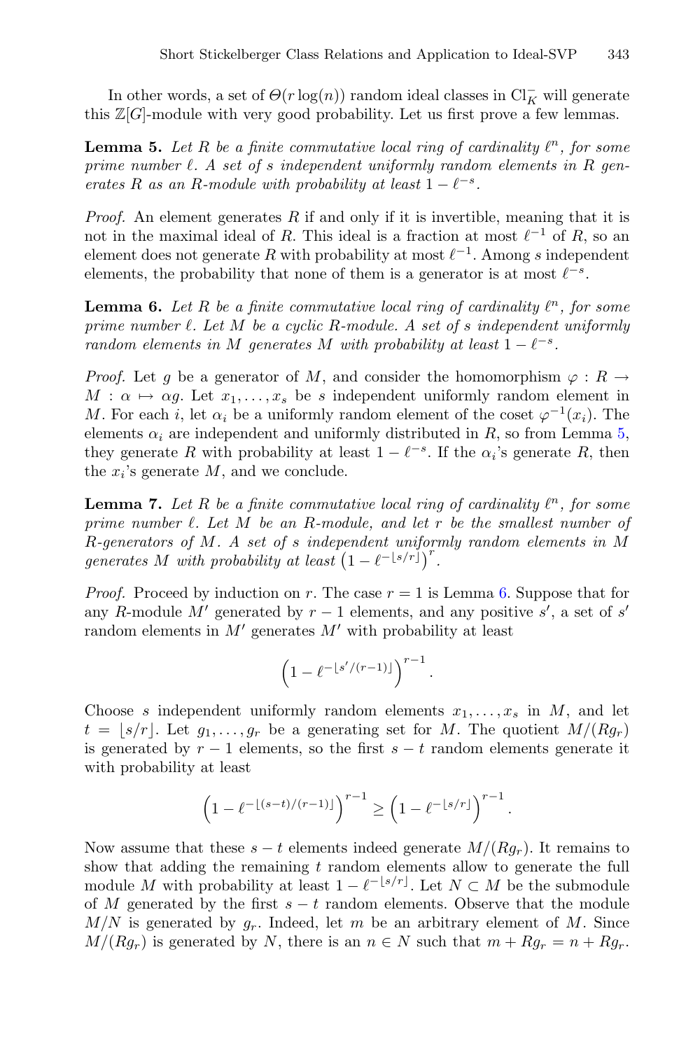In other words, a set of $\Theta(r\log(n))$ random ideal classes in $\mathrm{Cl}_K^-$ will generate this $\mathbb{Z}[G]$-module with very good probability. Let us first prove a few lemmas.

**Lemma 5.** *Let $R$ be a finite commutative local ring of cardinality $\ell^n$, for some prime number $\ell$. A set of $s$ independent uniformly random elements in $R$ generates $R$ as an $R$-module with probability at least $1 - \ell^{-s}$.*

*Proof.* An element generates $R$ if and only if it is invertible, meaning that it is not in the maximal ideal of $R$. This ideal is a fraction at most $\ell^{-1}$ of $R$, so an element does not generate $R$ with probability at most $\ell^{-1}$. Among $s$ independent elements, the probability that none of them is a generator is at most $\ell^{-s}$.

**Lemma 6.** *Let $R$ be a finite commutative local ring of cardinality $\ell^n$, for some prime number $\ell$. Let $M$ be a cyclic $R$-module. A set of $s$ independent uniformly random elements in $M$ generates $M$ with probability at least $1 - \ell^{-s}$.*

*Proof.* Let $g$ be a generator of $M$, and consider the homomorphism $\varphi : R \to M : \alpha \mapsto \alpha g$. Let $x_1, \dots, x_s$ be $s$ independent uniformly random element in $M$. For each $i$, let $\alpha_i$ be a uniformly random element of the coset $\varphi^{-1}(x_i)$. The elements $\alpha_i$ are independent and uniformly distributed in $R$, so from Lemma 5, they generate $R$ with probability at least $1 - \ell^{-s}$. If the $\alpha_i$'s generate $R$, then the $x_i$'s generate $M$, and we conclude.

**Lemma 7.** *Let $R$ be a finite commutative local ring of cardinality $\ell^n$, for some prime number $\ell$. Let $M$ be an $R$-module, and let $r$ be the smallest number of $R$-generators of $M$. A set of $s$ independent uniformly random elements in $M$ generates $M$ with probability at least $\left(1 - \ell^{-\lfloor s/r \rfloor}\right)^r$.*

*Proof.* Proceed by induction on $r$. The case $r = 1$ is Lemma 6. Suppose that for any $R$-module $M'$ generated by $r-1$ elements, and any positive $s'$, a set of $s'$ random elements in $M'$ generates $M'$ with probability at least

$$\left(1 - \ell^{-\lfloor s'/(r-1) \rfloor}\right)^{r-1}.$$

Choose $s$ independent uniformly random elements $x_1, \dots, x_s$ in $M$, and let $t = \lfloor s/r \rfloor$. Let $g_1, \dots, g_r$ be a generating set for $M$. The quotient $M/(Rg_r)$ is generated by $r-1$ elements, so the first $s-t$ random elements generate it with probability at least

$$\left(1 - \ell^{-\lfloor (s-t)/(r-1) \rfloor}\right)^{r-1} \geq \left(1 - \ell^{-\lfloor s/r \rfloor}\right)^{r-1}.$$

Now assume that these $s-t$ elements indeed generate $M/(Rg_r)$. It remains to show that adding the remaining $t$ random elements allow to generate the full module $M$ with probability at least $1 - \ell^{-\lfloor s/r \rfloor}$. Let $N \subset M$ be the submodule of $M$ generated by the first $s-t$ random elements. Observe that the module $M/N$ is generated by $g_r$. Indeed, let $m$ be an arbitrary element of $M$. Since $M/(Rg_r)$ is generated by $N$, there is an $n \in N$ such that $m + Rg_r = n + Rg_r$.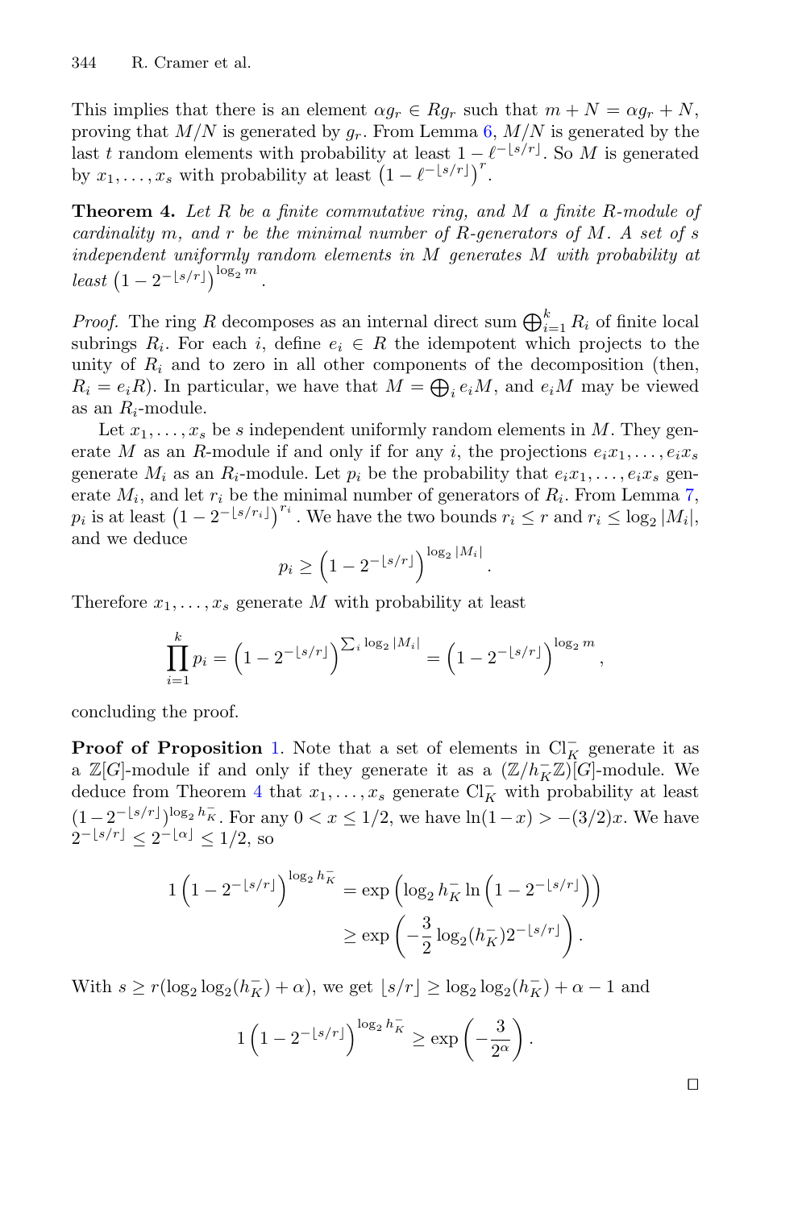This implies that there is an element $\alpha g_r \in Rg_r$ such that $m + N = \alpha g_r + N$, proving that $M/N$ is generated by $g_r$. From Lemma 6, $M/N$ is generated by the last $t$ random elements with probability at least $1 - \ell^{-\lfloor s/r \rfloor}$. So $M$ is generated by $x_1, \ldots, x_s$ with probability at least $\left(1 - \ell^{-\lfloor s/r \rfloor}\right)^r$.

**Theorem 4.** *Let $R$ be a finite commutative ring, and $M$ a finite $R$-module of cardinality $m$, and $r$ be the minimal number of $R$-generators of $M$. A set of $s$ independent uniformly random elements in $M$ generates $M$ with probability at least $\left(1 - 2^{-\lfloor s/r \rfloor}\right)^{\log_2 m}$.*

*Proof.* The ring $R$ decomposes as an internal direct sum $\bigoplus_{i=1}^k R_i$ of finite local subrings $R_i$. For each $i$, define $e_i \in R$ the idempotent which projects to the unity of $R_i$ and to zero in all other components of the decomposition (then, $R_i = e_i R$). In particular, we have that $M = \bigoplus_i e_i M$, and $e_i M$ may be viewed as an $R_i$-module.

Let $x_1, \ldots, x_s$ be $s$ independent uniformly random elements in $M$. They generate $M$ as an $R$-module if and only if for any $i$, the projections $e_i x_1, \ldots, e_i x_s$ generate $M_i$ as an $R_i$-module. Let $p_i$ be the probability that $e_i x_1, \ldots, e_i x_s$ generate $M_i$, and let $r_i$ be the minimal number of generators of $R_i$. From Lemma 7, $p_i$ is at least $\left(1 - 2^{-\lfloor s/r_i \rfloor}\right)^{r_i}$. We have the two bounds $r_i \leq r$ and $r_i \leq \log_2 |M_i|$, and we deduce

$$p_i \geq \left(1 - 2^{-\lfloor s/r \rfloor}\right)^{\log_2 |M_i|}.$$

Therefore $x_1, \ldots, x_s$ generate $M$ with probability at least

$$\prod_{i=1}^k p_i = \left(1 - 2^{-\lfloor s/r \rfloor}\right)^{\sum_i \log_2 |M_i|} = \left(1 - 2^{-\lfloor s/r \rfloor}\right)^{\log_2 m},$$

concluding the proof.

**Proof of Proposition 1.** Note that a set of elements in $\mathrm{Cl}_K^-$ generate it as a $\mathbb{Z}[G]$-module if and only if they generate it as a $(\mathbb{Z}/h_K^-\mathbb{Z})[G]$-module. We deduce from Theorem 4 that $x_1, \ldots, x_s$ generate $\mathrm{Cl}_K^-$ with probability at least $(1 - 2^{-\lfloor s/r \rfloor})^{\log_2 h_K^-}$. For any $0 < x \leq 1/2$, we have $\ln(1-x) > -(3/2)x$. We have $2^{-\lfloor s/r \rfloor} \leq 2^{-\lfloor \alpha \rfloor} \leq 1/2$, so

$$\begin{aligned} 1\left(1 - 2^{-\lfloor s/r \rfloor}\right)^{\log_2 h_K^-} &= \exp\left(\log_2 h_K^- \ln\left(1 - 2^{-\lfloor s/r \rfloor}\right)\right) \\ &\geq \exp\left(-\frac{3}{2}\log_2(h_K^-) 2^{-\lfloor s/r \rfloor}\right). \end{aligned}$$

With $s \geq r(\log_2 \log_2(h_K^-) + \alpha)$, we get $\lfloor s/r \rfloor \geq \log_2 \log_2(h_K^-) + \alpha - 1$ and

$$1\left(1 - 2^{-\lfloor s/r \rfloor}\right)^{\log_2 h_K^-} \geq \exp\left(-\frac{3}{2^\alpha}\right).$$

□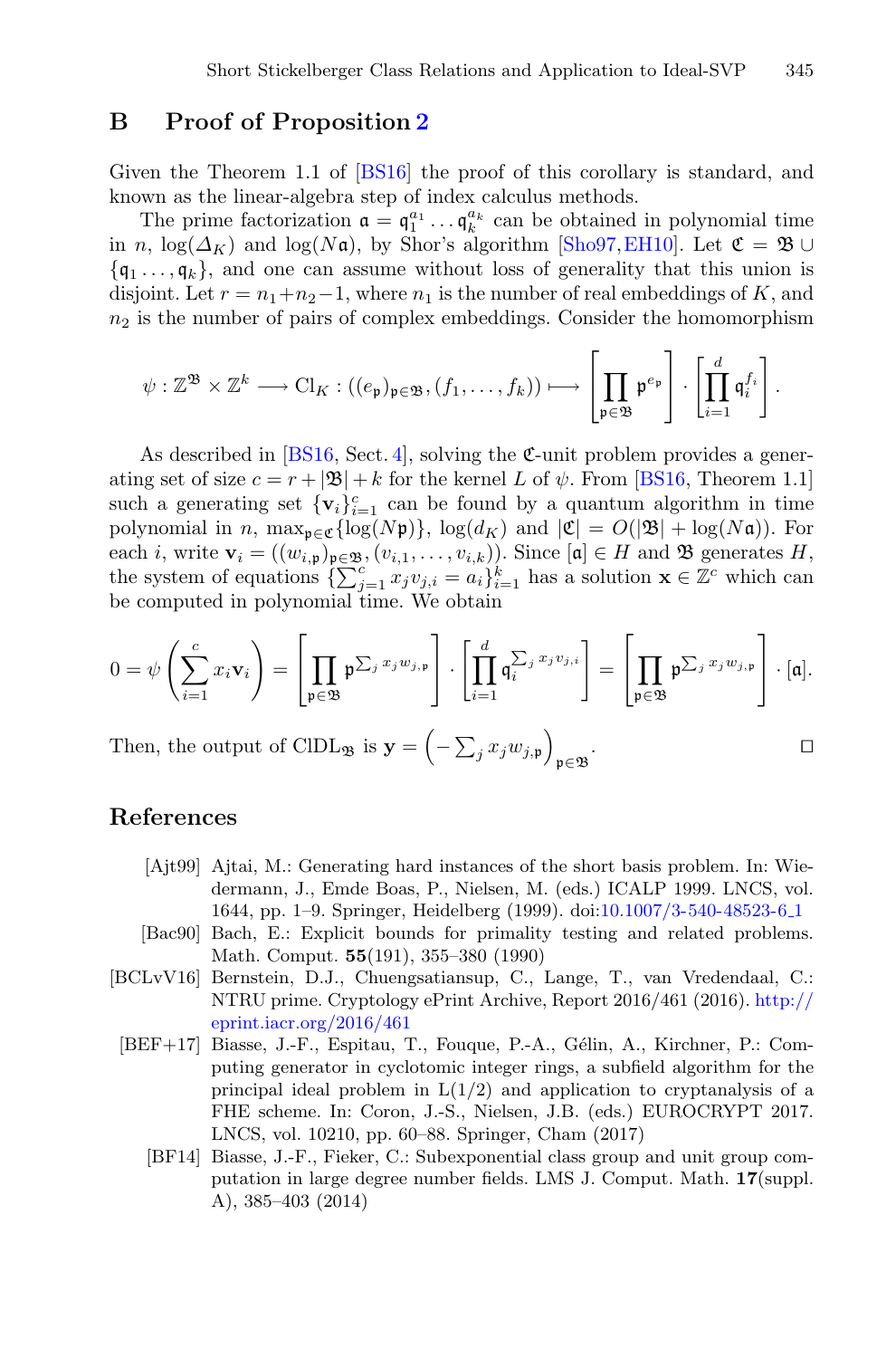## B Proof of Proposition 2

Given the Theorem 1.1 of [BS16] the proof of this corollary is standard, and known as the linear-algebra step of index calculus methods.

The prime factorization $\mathfrak{a} = \mathfrak{q}_1^{a_1} \ldots \mathfrak{q}_k^{a_k}$ can be obtained in polynomial time in $n$, $\log(\Delta_K)$ and $\log(N\mathfrak{a})$, by Shor's algorithm [Sho97,EH10]. Let $\mathfrak{C} = \mathfrak{B} \cup \{\mathfrak{q}_1 \ldots, \mathfrak{q}_k\}$, and one can assume without loss of generality that this union is disjoint. Let $r = n_1 + n_2 - 1$, where $n_1$ is the number of real embeddings of $K$, and $n_2$ is the number of pairs of complex embeddings. Consider the homomorphism

$$\psi : \mathbb{Z}^{\mathfrak{B}} \times \mathbb{Z}^k \longrightarrow \mathrm{Cl}_K : ((e_{\mathfrak{p}})_{\mathfrak{p}\in\mathfrak{B}}, (f_1, \ldots, f_k)) \longmapsto \left[\prod_{\mathfrak{p}\in\mathfrak{B}} \mathfrak{p}^{e_{\mathfrak{p}}}\right] \cdot \left[\prod_{i=1}^{d} \mathfrak{q}_i^{f_i}\right].$$

As described in [BS16, Sect. 4], solving the $\mathfrak{C}$-unit problem provides a generating set of size $c = r + |\mathfrak{B}| + k$ for the kernel $L$ of $\psi$. From [BS16, Theorem 1.1] such a generating set $\{\mathbf{v}_i\}_{i=1}^{c}$ can be found by a quantum algorithm in time polynomial in $n$, $\max_{\mathfrak{p}\in\mathfrak{C}}\{\log(N\mathfrak{p})\}$, $\log(d_K)$ and $|\mathfrak{C}| = O(|\mathfrak{B}| + \log(N\mathfrak{a}))$. For each $i$, write $\mathbf{v}_i = ((w_{i,\mathfrak{p}})_{\mathfrak{p}\in\mathfrak{B}}, (v_{i,1}, \ldots, v_{i,k}))$. Since $[\mathfrak{a}] \in H$ and $\mathfrak{B}$ generates $H$, the system of equations $\{\sum_{j=1}^{c} x_j v_{j,i} = a_i\}_{i=1}^{k}$ has a solution $\mathbf{x} \in \mathbb{Z}^c$ which can be computed in polynomial time. We obtain

$$0 = \psi\left(\sum_{i=1}^{c} x_i \mathbf{v}_i\right) = \left[\prod_{\mathfrak{p}\in\mathfrak{B}} \mathfrak{p}^{\sum_j x_j w_{j,\mathfrak{p}}}\right] \cdot \left[\prod_{i=1}^{d} \mathfrak{q}_i^{\sum_j x_j v_{j,i}}\right] = \left[\prod_{\mathfrak{p}\in\mathfrak{B}} \mathfrak{p}^{\sum_j x_j w_{j,\mathfrak{p}}}\right] \cdot [\mathfrak{a}].$$

Then, the output of $\mathrm{ClDL}_{\mathfrak{B}}$ is $\mathbf{y} = \left(-\sum_j x_j w_{j,\mathfrak{p}}\right)_{\mathfrak{p}\in\mathfrak{B}}$. □

## References

[Ajt99] Ajtai, M.: Generating hard instances of the short basis problem. In: Wiedermann, J., Emde Boas, P., Nielsen, M. (eds.) ICALP 1999. LNCS, vol. 1644, pp. 1–9. Springer, Heidelberg (1999). doi:10.1007/3-540-48523-6_1

[Bac90] Bach, E.: Explicit bounds for primality testing and related problems. Math. Comput. **55**(191), 355–380 (1990)

[BCLvV16] Bernstein, D.J., Chuengsatiansup, C., Lange, T., van Vredendaal, C.: NTRU prime. Cryptology ePrint Archive, Report 2016/461 (2016). http://eprint.iacr.org/2016/461

[BEF+17] Biasse, J.-F., Espitau, T., Fouque, P.-A., Gélin, A., Kirchner, P.: Computing generator in cyclotomic integer rings, a subfield algorithm for the principal ideal problem in L(1/2) and application to cryptanalysis of a FHE scheme. In: Coron, J.-S., Nielsen, J.B. (eds.) EUROCRYPT 2017. LNCS, vol. 10210, pp. 60–88. Springer, Cham (2017)

[BF14] Biasse, J.-F., Fieker, C.: Subexponential class group and unit group computation in large degree number fields. LMS J. Comput. Math. **17**(suppl. A), 385–403 (2014)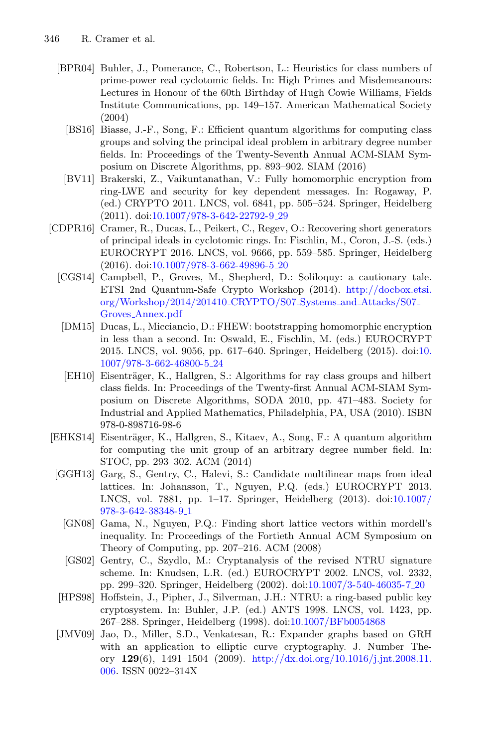- [BPR04] Buhler, J., Pomerance, C., Robertson, L.: Heuristics for class numbers of prime-power real cyclotomic fields. In: High Primes and Misdemeanours: Lectures in Honour of the 60th Birthday of Hugh Cowie Williams, Fields Institute Communications, pp. 149–157. American Mathematical Society (2004)
- [BS16] Biasse, J.-F., Song, F.: Efficient quantum algorithms for computing class groups and solving the principal ideal problem in arbitrary degree number fields. In: Proceedings of the Twenty-Seventh Annual ACM-SIAM Symposium on Discrete Algorithms, pp. 893–902. SIAM (2016)
- [BV11] Brakerski, Z., Vaikuntanathan, V.: Fully homomorphic encryption from ring-LWE and security for key dependent messages. In: Rogaway, P. (ed.) CRYPTO 2011. LNCS, vol. 6841, pp. 505–524. Springer, Heidelberg (2011). doi:10.1007/978-3-642-22792-9_29
- [CDPR16] Cramer, R., Ducas, L., Peikert, C., Regev, O.: Recovering short generators of principal ideals in cyclotomic rings. In: Fischlin, M., Coron, J.-S. (eds.) EUROCRYPT 2016. LNCS, vol. 9666, pp. 559–585. Springer, Heidelberg (2016). doi:10.1007/978-3-662-49896-5_20
- [CGS14] Campbell, P., Groves, M., Shepherd, D.: Soliloquy: a cautionary tale. ETSI 2nd Quantum-Safe Crypto Workshop (2014). http://docbox.etsi.org/Workshop/2014/201410_CRYPTO/S07_Systems_and_Attacks/S07_Groves_Annex.pdf
- [DM15] Ducas, L., Micciancio, D.: FHEW: bootstrapping homomorphic encryption in less than a second. In: Oswald, E., Fischlin, M. (eds.) EUROCRYPT 2015. LNCS, vol. 9056, pp. 617–640. Springer, Heidelberg (2015). doi:10.1007/978-3-662-46800-5_24
- [EH10] Eisenträger, K., Hallgren, S.: Algorithms for ray class groups and hilbert class fields. In: Proceedings of the Twenty-first Annual ACM-SIAM Symposium on Discrete Algorithms, SODA 2010, pp. 471–483. Society for Industrial and Applied Mathematics, Philadelphia, PA, USA (2010). ISBN 978-0-898716-98-6
- [EHKS14] Eisenträger, K., Hallgren, S., Kitaev, A., Song, F.: A quantum algorithm for computing the unit group of an arbitrary degree number field. In: STOC, pp. 293–302. ACM (2014)
- [GGH13] Garg, S., Gentry, C., Halevi, S.: Candidate multilinear maps from ideal lattices. In: Johansson, T., Nguyen, P.Q. (eds.) EUROCRYPT 2013. LNCS, vol. 7881, pp. 1–17. Springer, Heidelberg (2013). doi:10.1007/978-3-642-38348-9_1
- [GN08] Gama, N., Nguyen, P.Q.: Finding short lattice vectors within mordell's inequality. In: Proceedings of the Fortieth Annual ACM Symposium on Theory of Computing, pp. 207–216. ACM (2008)
- [GS02] Gentry, C., Szydlo, M.: Cryptanalysis of the revised NTRU signature scheme. In: Knudsen, L.R. (ed.) EUROCRYPT 2002. LNCS, vol. 2332, pp. 299–320. Springer, Heidelberg (2002). doi:10.1007/3-540-46035-7_20
- [HPS98] Hoffstein, J., Pipher, J., Silverman, J.H.: NTRU: a ring-based public key cryptosystem. In: Buhler, J.P. (ed.) ANTS 1998. LNCS, vol. 1423, pp. 267–288. Springer, Heidelberg (1998). doi:10.1007/BFb0054868
- [JMV09] Jao, D., Miller, S.D., Venkatesan, R.: Expander graphs based on GRH with an application to elliptic curve cryptography. J. Number Theory **129**(6), 1491–1504 (2009). http://dx.doi.org/10.1016/j.jnt.2008.11.006. ISSN 0022–314X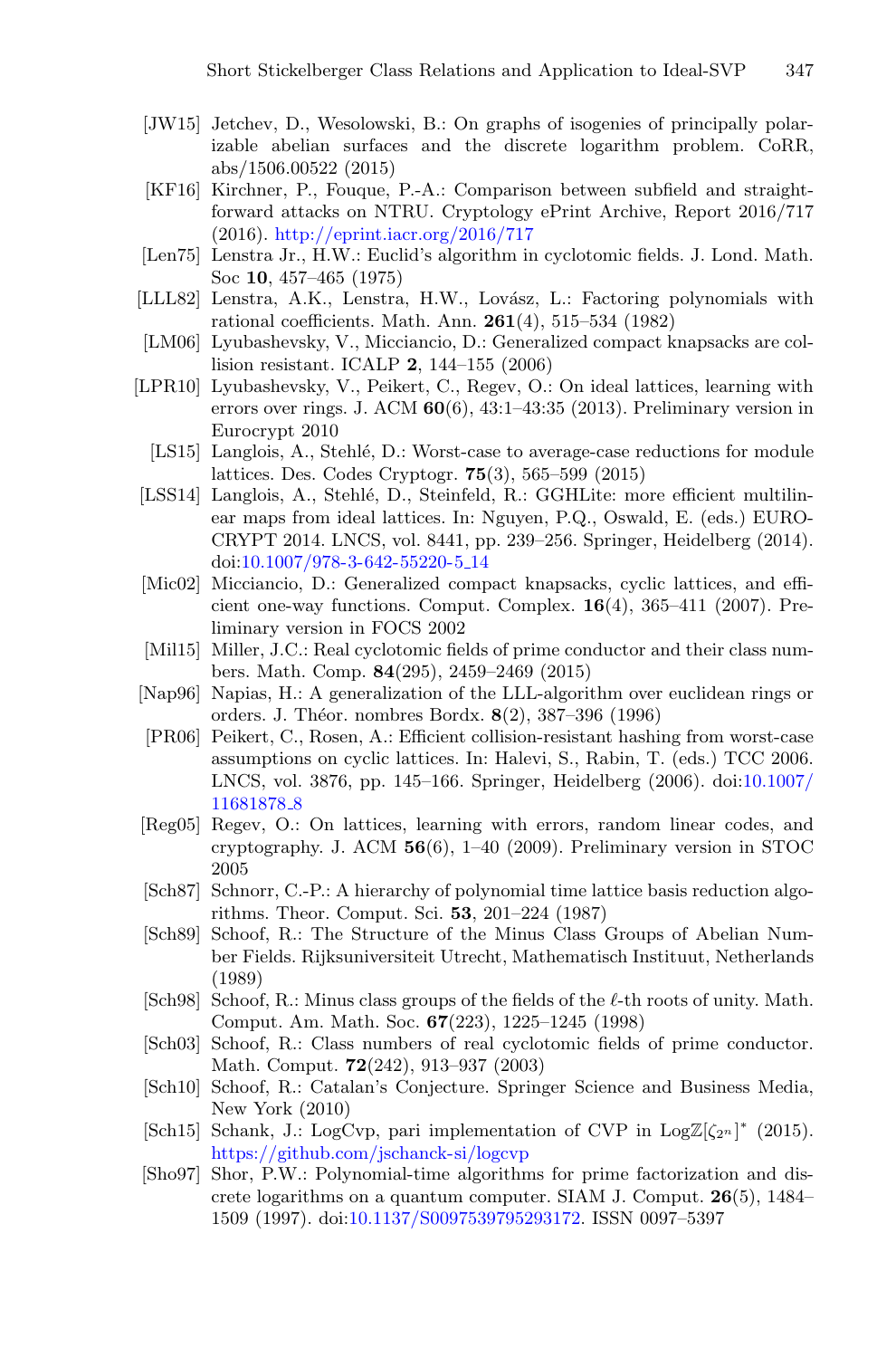- [JW15] Jetchev, D., Wesolowski, B.: On graphs of isogenies of principally polarizable abelian surfaces and the discrete logarithm problem. CoRR, abs/1506.00522 (2015)
- [KF16] Kirchner, P., Fouque, P.-A.: Comparison between subfield and straightforward attacks on NTRU. Cryptology ePrint Archive, Report 2016/717 (2016). http://eprint.iacr.org/2016/717
- [Len75] Lenstra Jr., H.W.: Euclid's algorithm in cyclotomic fields. J. Lond. Math. Soc **10**, 457–465 (1975)
- [LLL82] Lenstra, A.K., Lenstra, H.W., Lovász, L.: Factoring polynomials with rational coefficients. Math. Ann. **261**(4), 515–534 (1982)
- [LM06] Lyubashevsky, V., Micciancio, D.: Generalized compact knapsacks are collision resistant. ICALP **2**, 144–155 (2006)
- [LPR10] Lyubashevsky, V., Peikert, C., Regev, O.: On ideal lattices, learning with errors over rings. J. ACM **60**(6), 43:1–43:35 (2013). Preliminary version in Eurocrypt 2010
- [LS15] Langlois, A., Stehlé, D.: Worst-case to average-case reductions for module lattices. Des. Codes Cryptogr. **75**(3), 565–599 (2015)
- [LSS14] Langlois, A., Stehlé, D., Steinfeld, R.: GGHLite: more efficient multilinear maps from ideal lattices. In: Nguyen, P.Q., Oswald, E. (eds.) EUROCRYPT 2014. LNCS, vol. 8441, pp. 239–256. Springer, Heidelberg (2014). doi:10.1007/978-3-642-55220-5_14
- [Mic02] Micciancio, D.: Generalized compact knapsacks, cyclic lattices, and efficient one-way functions. Comput. Complex. **16**(4), 365–411 (2007). Preliminary version in FOCS 2002
- [Mil15] Miller, J.C.: Real cyclotomic fields of prime conductor and their class numbers. Math. Comp. **84**(295), 2459–2469 (2015)
- [Nap96] Napias, H.: A generalization of the LLL-algorithm over euclidean rings or orders. J. Théor. nombres Bordx. **8**(2), 387–396 (1996)
- [PR06] Peikert, C., Rosen, A.: Efficient collision-resistant hashing from worst-case assumptions on cyclic lattices. In: Halevi, S., Rabin, T. (eds.) TCC 2006. LNCS, vol. 3876, pp. 145–166. Springer, Heidelberg (2006). doi:10.1007/11681878_8
- [Reg05] Regev, O.: On lattices, learning with errors, random linear codes, and cryptography. J. ACM **56**(6), 1–40 (2009). Preliminary version in STOC 2005
- [Sch87] Schnorr, C.-P.: A hierarchy of polynomial time lattice basis reduction algorithms. Theor. Comput. Sci. **53**, 201–224 (1987)
- [Sch89] Schoof, R.: The Structure of the Minus Class Groups of Abelian Number Fields. Rijksuniversiteit Utrecht, Mathematisch Instituut, Netherlands (1989)
- [Sch98] Schoof, R.: Minus class groups of the fields of the $\ell$-th roots of unity. Math. Comput. Am. Math. Soc. **67**(223), 1225–1245 (1998)
- [Sch03] Schoof, R.: Class numbers of real cyclotomic fields of prime conductor. Math. Comput. **72**(242), 913–937 (2003)
- [Sch10] Schoof, R.: Catalan's Conjecture. Springer Science and Business Media, New York (2010)
- [Sch15] Schank, J.: LogCvp, pari implementation of CVP in $\mathrm{Log}\mathbb{Z}[\zeta_{2^n}]^*$ (2015). https://github.com/jschanck-si/logcvp
- [Sho97] Shor, P.W.: Polynomial-time algorithms for prime factorization and discrete logarithms on a quantum computer. SIAM J. Comput. **26**(5), 1484–1509 (1997). doi:10.1137/S0097539795293172. ISSN 0097–5397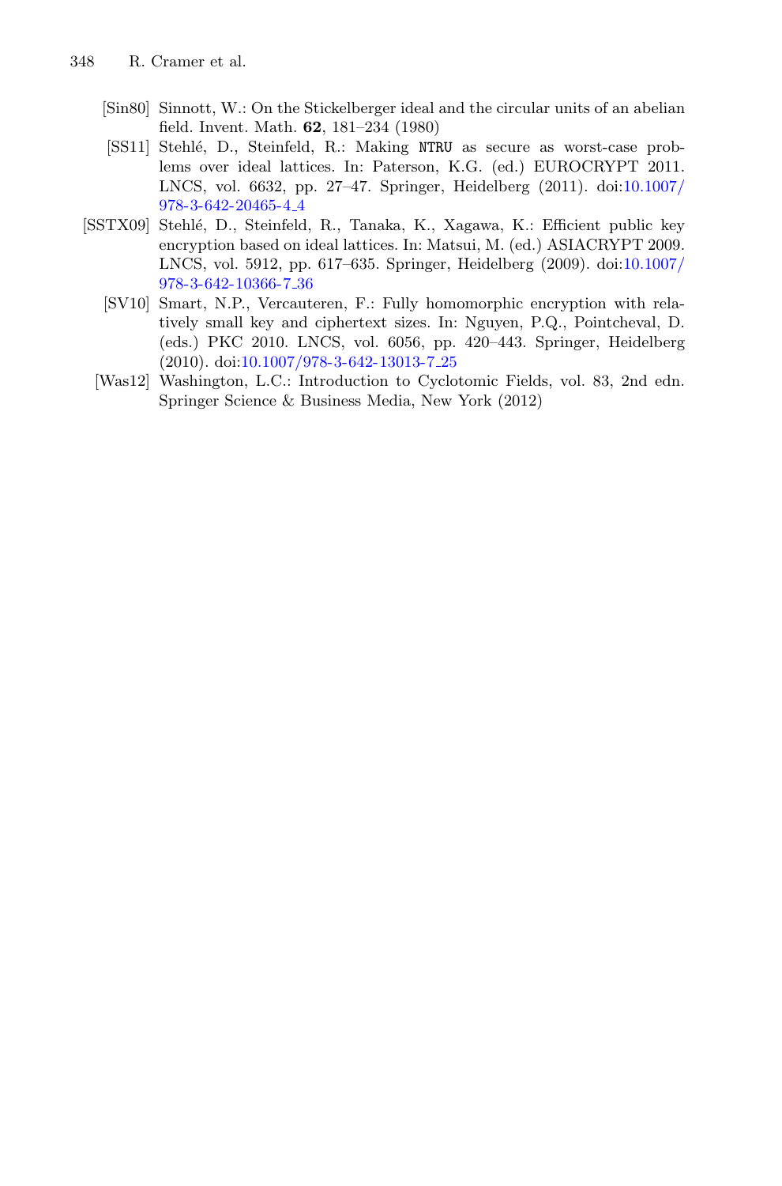- [Sin80] Sinnott, W.: On the Stickelberger ideal and the circular units of an abelian field. Invent. Math. **62**, 181–234 (1980)
- [SS11] Stehlé, D., Steinfeld, R.: Making NTRU as secure as worst-case problems over ideal lattices. In: Paterson, K.G. (ed.) EUROCRYPT 2011. LNCS, vol. 6632, pp. 27–47. Springer, Heidelberg (2011). doi:10.1007/978-3-642-20465-4_4
- [SSTX09] Stehlé, D., Steinfeld, R., Tanaka, K., Xagawa, K.: Efficient public key encryption based on ideal lattices. In: Matsui, M. (ed.) ASIACRYPT 2009. LNCS, vol. 5912, pp. 617–635. Springer, Heidelberg (2009). doi:10.1007/978-3-642-10366-7_36
- [SV10] Smart, N.P., Vercauteren, F.: Fully homomorphic encryption with relatively small key and ciphertext sizes. In: Nguyen, P.Q., Pointcheval, D. (eds.) PKC 2010. LNCS, vol. 6056, pp. 420–443. Springer, Heidelberg (2010). doi:10.1007/978-3-642-13013-7_25
- [Was12] Washington, L.C.: Introduction to Cyclotomic Fields, vol. 83, 2nd edn. Springer Science & Business Media, New York (2012)